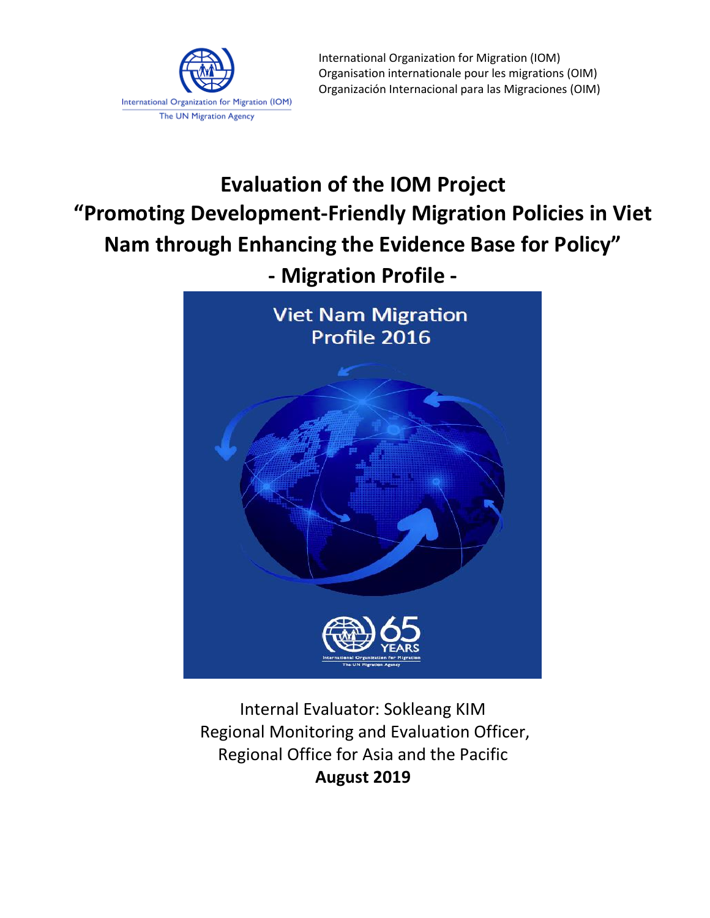International Organization for Migration (IOM)
Organisation internationale pour les migrations (OIM)
Organización Internacional para las Migraciones (OIM)

# Evaluation of the IOM Project "Promoting Development-Friendly Migration Policies in Viet Nam through Enhancing the Evidence Base for Policy" - Migration Profile -

Internal Evaluator: Sokleang KIM
Regional Monitoring and Evaluation Officer,
Regional Office for Asia and the Pacific
**August 2019**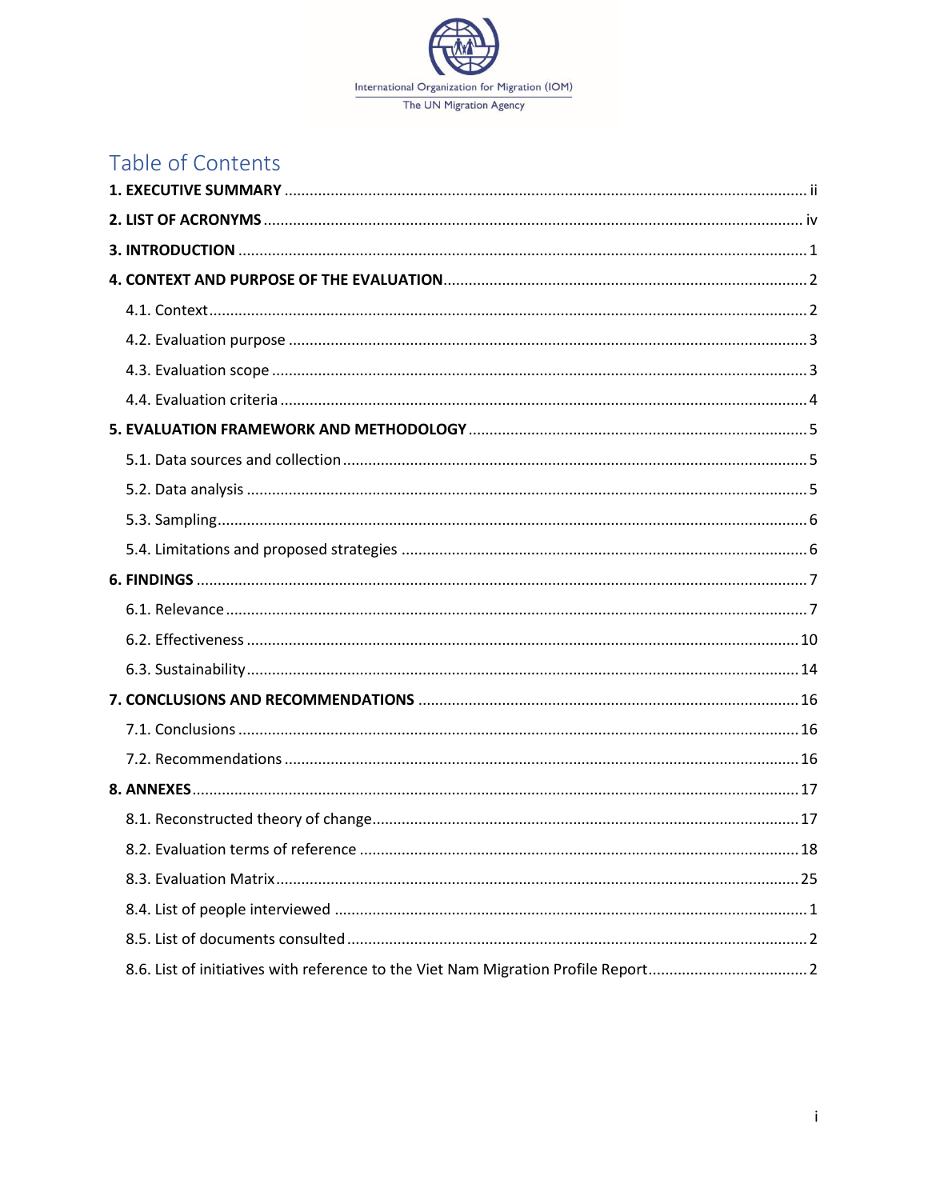International Organization for Migration (IOM)
The UN Migration Agency

# Table of Contents

**1. EXECUTIVE SUMMARY** ..... ii

**2. LIST OF ACRONYMS** ..... iv

**3. INTRODUCTION** ..... 1

**4. CONTEXT AND PURPOSE OF THE EVALUATION** ..... 2

- 4.1. Context ..... 2
- 4.2. Evaluation purpose ..... 3
- 4.3. Evaluation scope ..... 3
- 4.4. Evaluation criteria ..... 4

**5. EVALUATION FRAMEWORK AND METHODOLOGY** ..... 5

- 5.1. Data sources and collection ..... 5
- 5.2. Data analysis ..... 5
- 5.3. Sampling ..... 6
- 5.4. Limitations and proposed strategies ..... 6

**6. FINDINGS** ..... 7

- 6.1. Relevance ..... 7
- 6.2. Effectiveness ..... 10
- 6.3. Sustainability ..... 14

**7. CONCLUSIONS AND RECOMMENDATIONS** ..... 16

- 7.1. Conclusions ..... 16
- 7.2. Recommendations ..... 16

**8. ANNEXES** ..... 17

- 8.1. Reconstructed theory of change ..... 17
- 8.2. Evaluation terms of reference ..... 18
- 8.3. Evaluation Matrix ..... 25
- 8.4. List of people interviewed ..... 1
- 8.5. List of documents consulted ..... 2
- 8.6. List of initiatives with reference to the Viet Nam Migration Profile Report ..... 2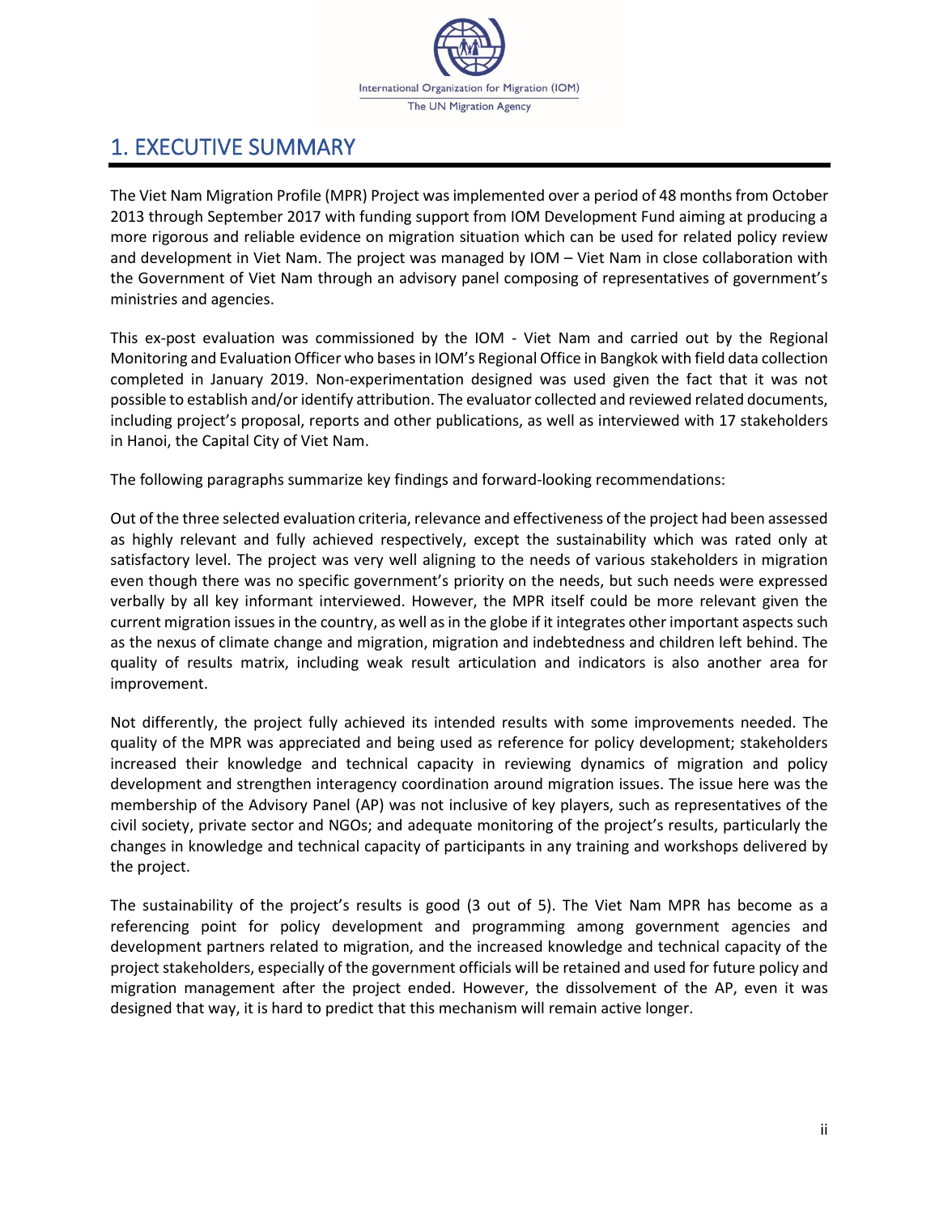# 1. EXECUTIVE SUMMARY

The Viet Nam Migration Profile (MPR) Project was implemented over a period of 48 months from October 2013 through September 2017 with funding support from IOM Development Fund aiming at producing a more rigorous and reliable evidence on migration situation which can be used for related policy review and development in Viet Nam. The project was managed by IOM – Viet Nam in close collaboration with the Government of Viet Nam through an advisory panel composing of representatives of government's ministries and agencies.

This ex-post evaluation was commissioned by the IOM - Viet Nam and carried out by the Regional Monitoring and Evaluation Officer who bases in IOM's Regional Office in Bangkok with field data collection completed in January 2019. Non-experimentation designed was used given the fact that it was not possible to establish and/or identify attribution. The evaluator collected and reviewed related documents, including project's proposal, reports and other publications, as well as interviewed with 17 stakeholders in Hanoi, the Capital City of Viet Nam.

The following paragraphs summarize key findings and forward-looking recommendations:

Out of the three selected evaluation criteria, relevance and effectiveness of the project had been assessed as highly relevant and fully achieved respectively, except the sustainability which was rated only at satisfactory level. The project was very well aligning to the needs of various stakeholders in migration even though there was no specific government's priority on the needs, but such needs were expressed verbally by all key informant interviewed. However, the MPR itself could be more relevant given the current migration issues in the country, as well as in the globe if it integrates other important aspects such as the nexus of climate change and migration, migration and indebtedness and children left behind. The quality of results matrix, including weak result articulation and indicators is also another area for improvement.

Not differently, the project fully achieved its intended results with some improvements needed. The quality of the MPR was appreciated and being used as reference for policy development; stakeholders increased their knowledge and technical capacity in reviewing dynamics of migration and policy development and strengthen interagency coordination around migration issues. The issue here was the membership of the Advisory Panel (AP) was not inclusive of key players, such as representatives of the civil society, private sector and NGOs; and adequate monitoring of the project's results, particularly the changes in knowledge and technical capacity of participants in any training and workshops delivered by the project.

The sustainability of the project's results is good (3 out of 5). The Viet Nam MPR has become as a referencing point for policy development and programming among government agencies and development partners related to migration, and the increased knowledge and technical capacity of the project stakeholders, especially of the government officials will be retained and used for future policy and migration management after the project ended. However, the dissolvement of the AP, even it was designed that way, it is hard to predict that this mechanism will remain active longer.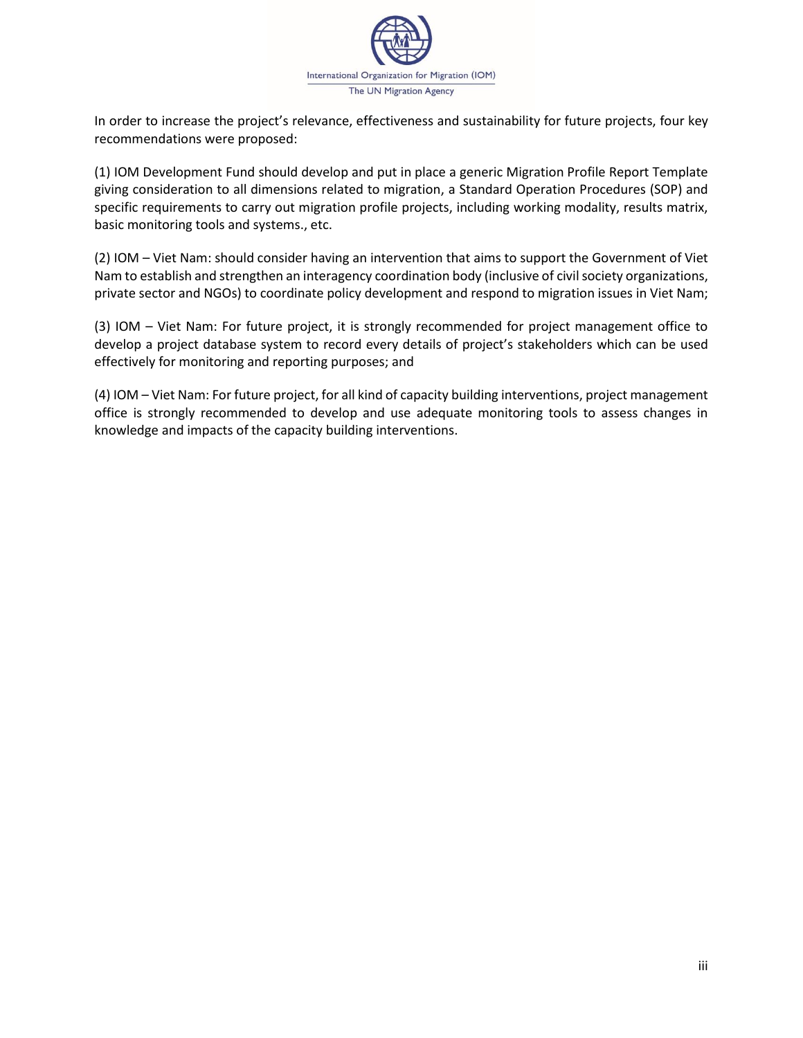In order to increase the project's relevance, effectiveness and sustainability for future projects, four key recommendations were proposed:

(1) IOM Development Fund should develop and put in place a generic Migration Profile Report Template giving consideration to all dimensions related to migration, a Standard Operation Procedures (SOP) and specific requirements to carry out migration profile projects, including working modality, results matrix, basic monitoring tools and systems., etc.

(2) IOM – Viet Nam: should consider having an intervention that aims to support the Government of Viet Nam to establish and strengthen an interagency coordination body (inclusive of civil society organizations, private sector and NGOs) to coordinate policy development and respond to migration issues in Viet Nam;

(3) IOM – Viet Nam: For future project, it is strongly recommended for project management office to develop a project database system to record every details of project's stakeholders which can be used effectively for monitoring and reporting purposes; and

(4) IOM – Viet Nam: For future project, for all kind of capacity building interventions, project management office is strongly recommended to develop and use adequate monitoring tools to assess changes in knowledge and impacts of the capacity building interventions.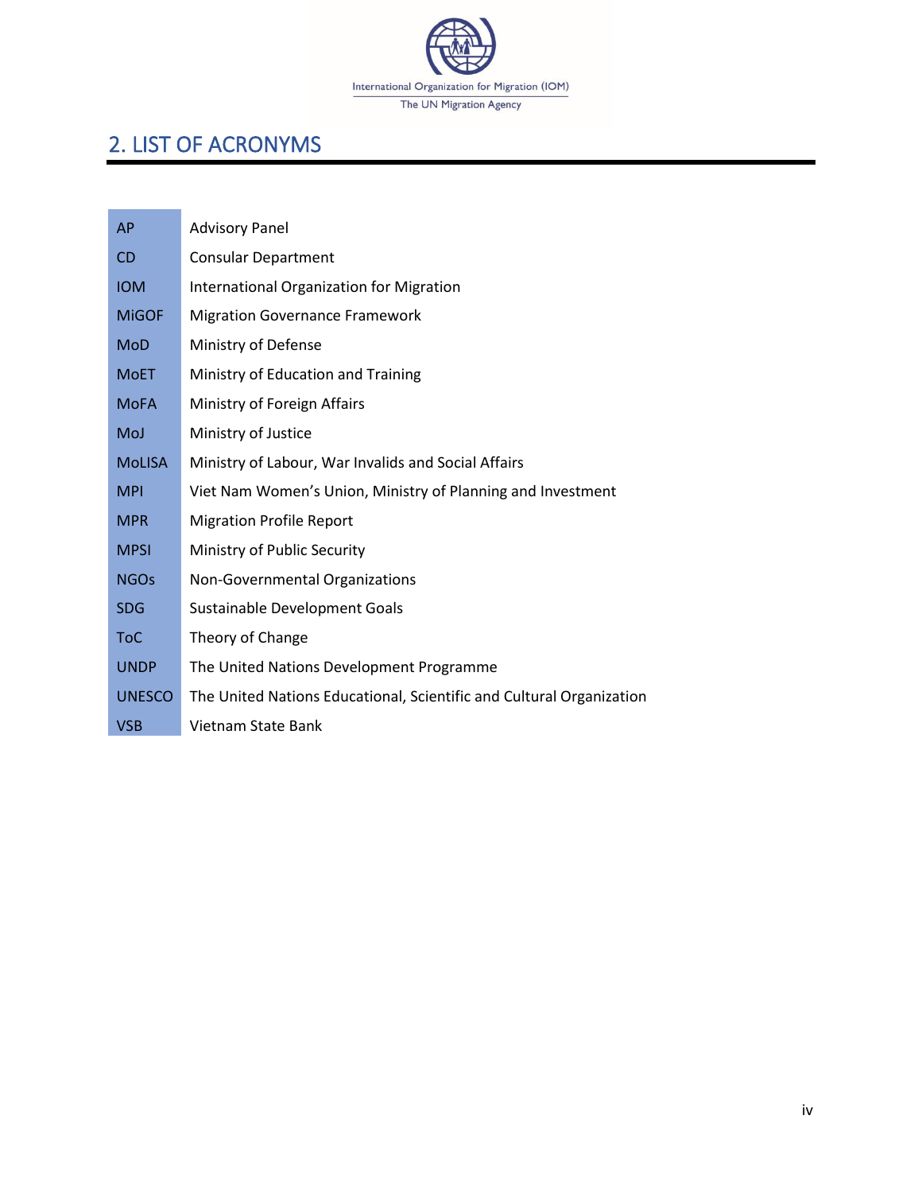## 2. LIST OF ACRONYMS

| | |
|---|---|
| AP | Advisory Panel |
| CD | Consular Department |
| IOM | International Organization for Migration |
| MiGOF | Migration Governance Framework |
| MoD | Ministry of Defense |
| MoET | Ministry of Education and Training |
| MoFA | Ministry of Foreign Affairs |
| MoJ | Ministry of Justice |
| MoLISA | Ministry of Labour, War Invalids and Social Affairs |
| MPI | Viet Nam Women's Union, Ministry of Planning and Investment |
| MPR | Migration Profile Report |
| MPSI | Ministry of Public Security |
| NGOs | Non-Governmental Organizations |
| SDG | Sustainable Development Goals |
| ToC | Theory of Change |
| UNDP | The United Nations Development Programme |
| UNESCO | The United Nations Educational, Scientific and Cultural Organization |
| VSB | Vietnam State Bank |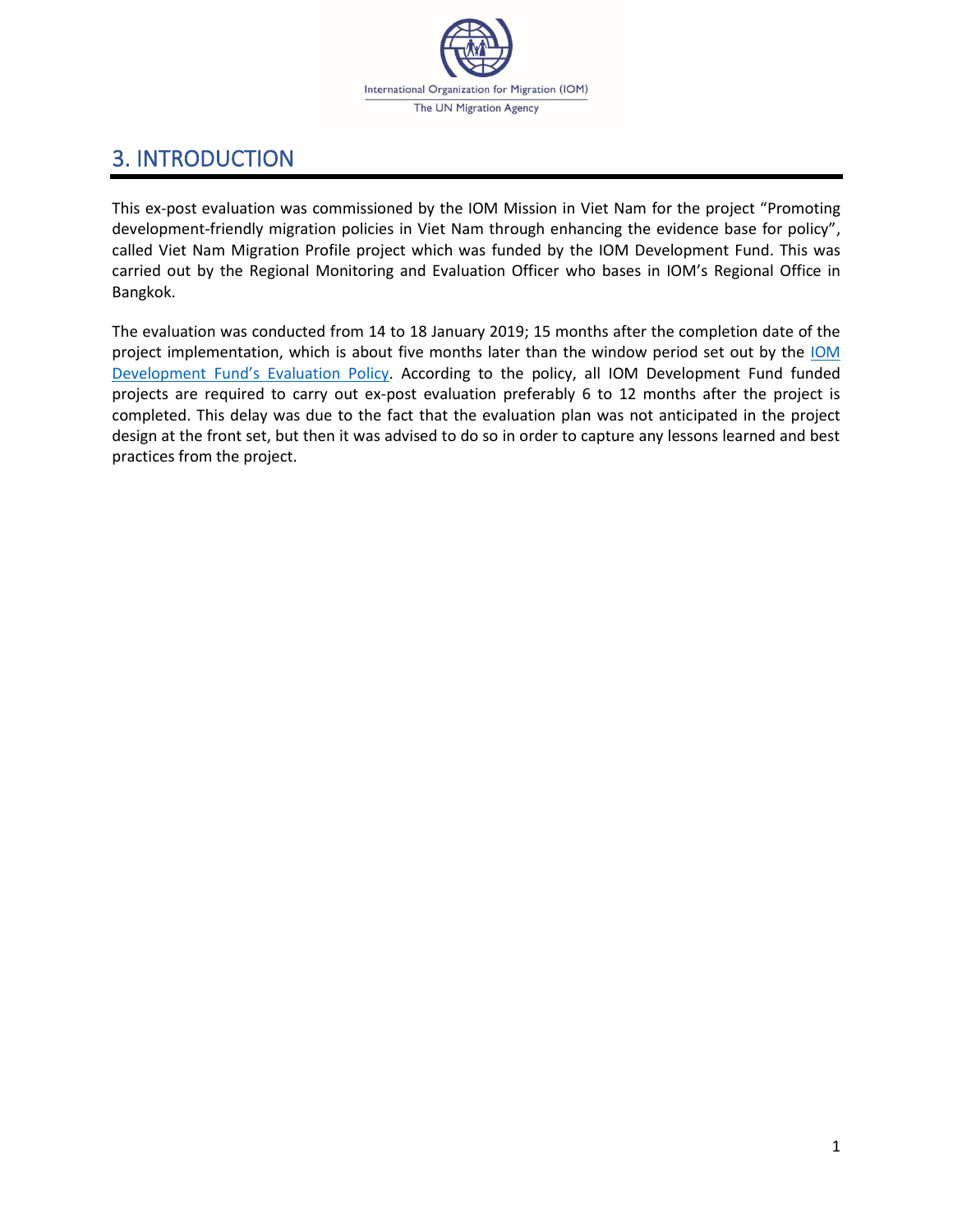# 3. INTRODUCTION

This ex-post evaluation was commissioned by the IOM Mission in Viet Nam for the project "Promoting development-friendly migration policies in Viet Nam through enhancing the evidence base for policy", called Viet Nam Migration Profile project which was funded by the IOM Development Fund. This was carried out by the Regional Monitoring and Evaluation Officer who bases in IOM's Regional Office in Bangkok.

The evaluation was conducted from 14 to 18 January 2019; 15 months after the completion date of the project implementation, which is about five months later than the window period set out by the IOM Development Fund's Evaluation Policy. According to the policy, all IOM Development Fund funded projects are required to carry out ex-post evaluation preferably 6 to 12 months after the project is completed. This delay was due to the fact that the evaluation plan was not anticipated in the project design at the front set, but then it was advised to do so in order to capture any lessons learned and best practices from the project.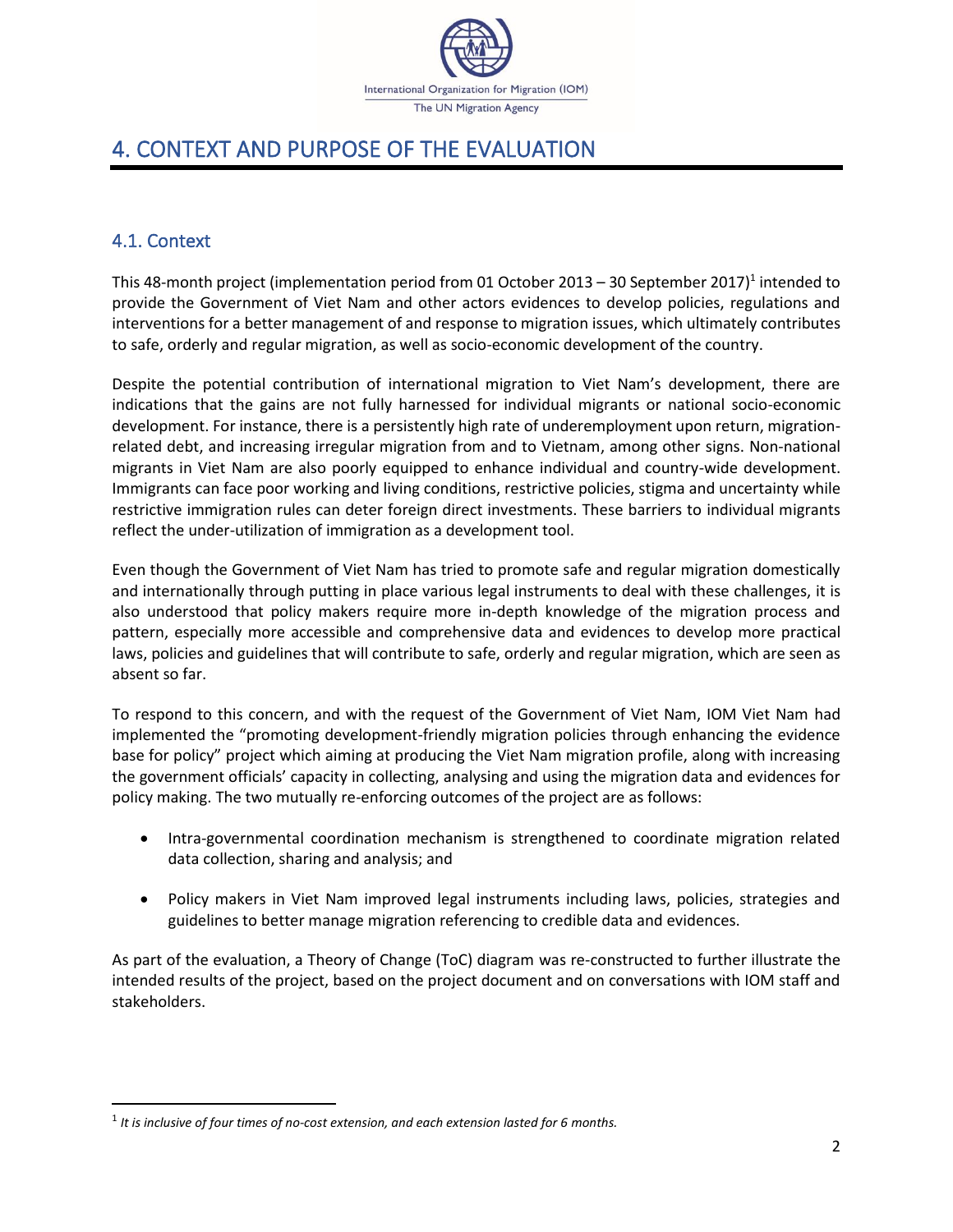# 4. CONTEXT AND PURPOSE OF THE EVALUATION

## 4.1. Context

This 48-month project (implementation period from 01 October 2013 – 30 September 2017)[1] intended to provide the Government of Viet Nam and other actors evidences to develop policies, regulations and interventions for a better management of and response to migration issues, which ultimately contributes to safe, orderly and regular migration, as well as socio-economic development of the country.

Despite the potential contribution of international migration to Viet Nam's development, there are indications that the gains are not fully harnessed for individual migrants or national socio-economic development. For instance, there is a persistently high rate of underemployment upon return, migration-related debt, and increasing irregular migration from and to Vietnam, among other signs. Non-national migrants in Viet Nam are also poorly equipped to enhance individual and country-wide development. Immigrants can face poor working and living conditions, restrictive policies, stigma and uncertainty while restrictive immigration rules can deter foreign direct investments. These barriers to individual migrants reflect the under-utilization of immigration as a development tool.

Even though the Government of Viet Nam has tried to promote safe and regular migration domestically and internationally through putting in place various legal instruments to deal with these challenges, it is also understood that policy makers require more in-depth knowledge of the migration process and pattern, especially more accessible and comprehensive data and evidences to develop more practical laws, policies and guidelines that will contribute to safe, orderly and regular migration, which are seen as absent so far.

To respond to this concern, and with the request of the Government of Viet Nam, IOM Viet Nam had implemented the "promoting development-friendly migration policies through enhancing the evidence base for policy" project which aiming at producing the Viet Nam migration profile, along with increasing the government officials' capacity in collecting, analysing and using the migration data and evidences for policy making. The two mutually re-enforcing outcomes of the project are as follows:

- Intra-governmental coordination mechanism is strengthened to coordinate migration related data collection, sharing and analysis; and
- Policy makers in Viet Nam improved legal instruments including laws, policies, strategies and guidelines to better manage migration referencing to credible data and evidences.

As part of the evaluation, a Theory of Change (ToC) diagram was re-constructed to further illustrate the intended results of the project, based on the project document and on conversations with IOM staff and stakeholders.

[1] *It is inclusive of four times of no-cost extension, and each extension lasted for 6 months.*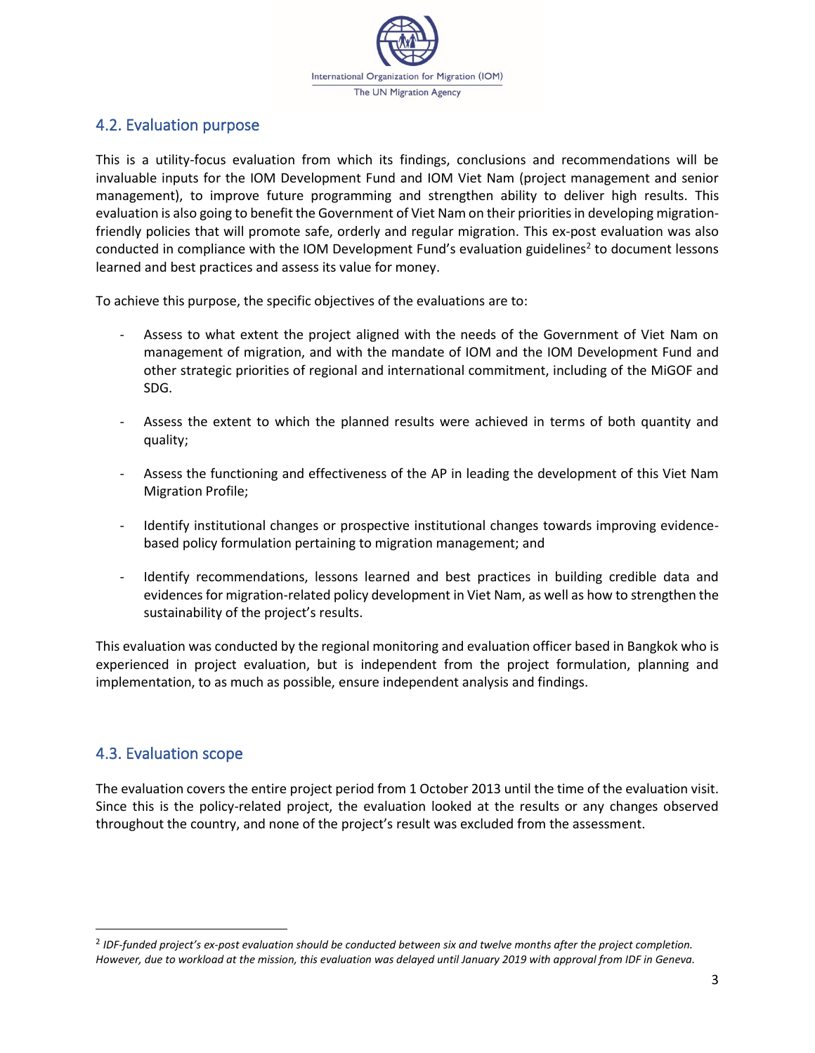## 4.2. Evaluation purpose

This is a utility-focus evaluation from which its findings, conclusions and recommendations will be invaluable inputs for the IOM Development Fund and IOM Viet Nam (project management and senior management), to improve future programming and strengthen ability to deliver high results. This evaluation is also going to benefit the Government of Viet Nam on their priorities in developing migration-friendly policies that will promote safe, orderly and regular migration. This ex-post evaluation was also conducted in compliance with the IOM Development Fund's evaluation guidelines[2] to document lessons learned and best practices and assess its value for money.

To achieve this purpose, the specific objectives of the evaluations are to:

- Assess to what extent the project aligned with the needs of the Government of Viet Nam on management of migration, and with the mandate of IOM and the IOM Development Fund and other strategic priorities of regional and international commitment, including of the MiGOF and SDG.
- Assess the extent to which the planned results were achieved in terms of both quantity and quality;
- Assess the functioning and effectiveness of the AP in leading the development of this Viet Nam Migration Profile;
- Identify institutional changes or prospective institutional changes towards improving evidence-based policy formulation pertaining to migration management; and
- Identify recommendations, lessons learned and best practices in building credible data and evidences for migration-related policy development in Viet Nam, as well as how to strengthen the sustainability of the project's results.

This evaluation was conducted by the regional monitoring and evaluation officer based in Bangkok who is experienced in project evaluation, but is independent from the project formulation, planning and implementation, to as much as possible, ensure independent analysis and findings.

## 4.3. Evaluation scope

The evaluation covers the entire project period from 1 October 2013 until the time of the evaluation visit. Since this is the policy-related project, the evaluation looked at the results or any changes observed throughout the country, and none of the project's result was excluded from the assessment.

---

[2] *IDF-funded project's ex-post evaluation should be conducted between six and twelve months after the project completion. However, due to workload at the mission, this evaluation was delayed until January 2019 with approval from IDF in Geneva.*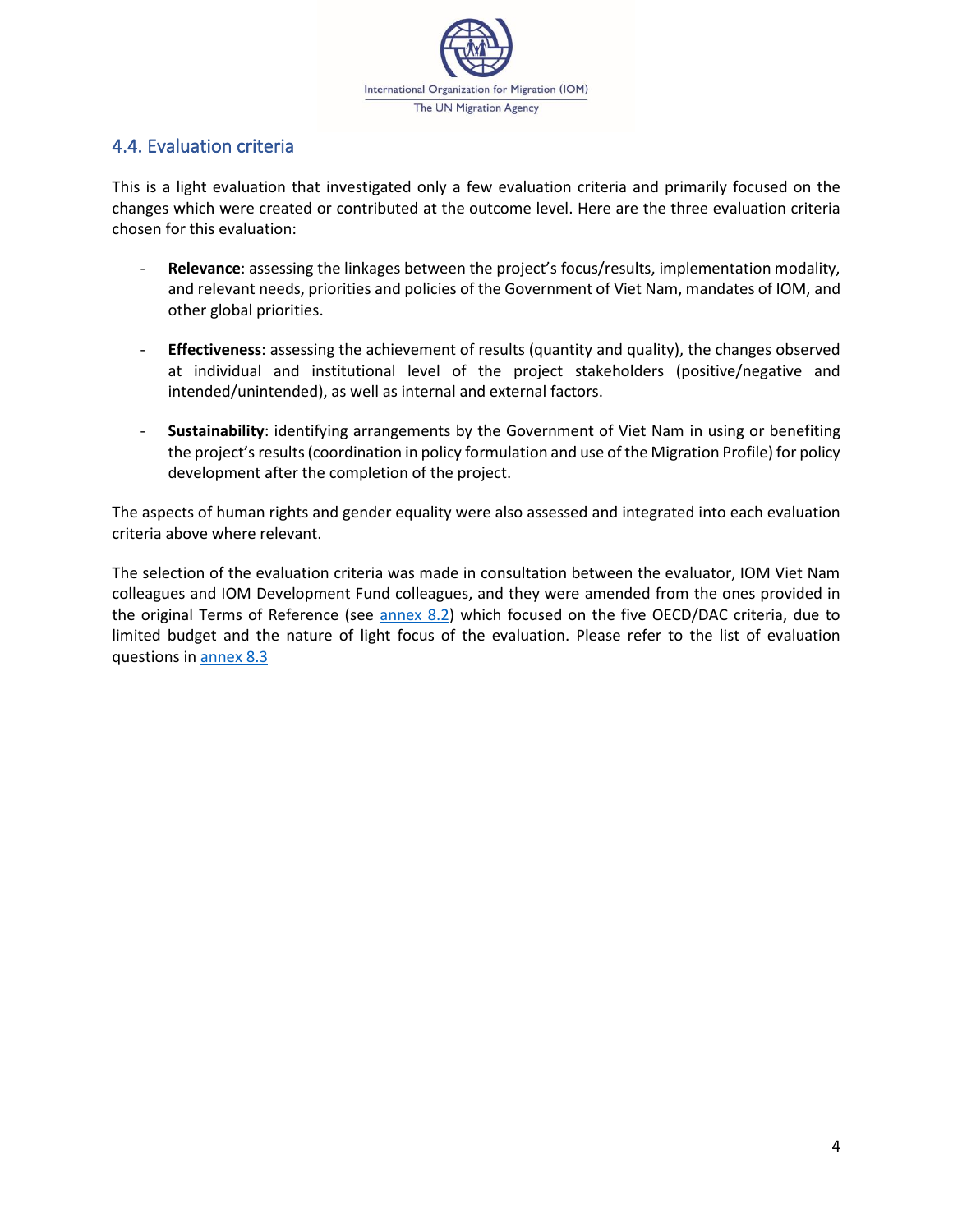## 4.4. Evaluation criteria

This is a light evaluation that investigated only a few evaluation criteria and primarily focused on the changes which were created or contributed at the outcome level. Here are the three evaluation criteria chosen for this evaluation:

- **Relevance**: assessing the linkages between the project's focus/results, implementation modality, and relevant needs, priorities and policies of the Government of Viet Nam, mandates of IOM, and other global priorities.

- **Effectiveness**: assessing the achievement of results (quantity and quality), the changes observed at individual and institutional level of the project stakeholders (positive/negative and intended/unintended), as well as internal and external factors.

- **Sustainability**: identifying arrangements by the Government of Viet Nam in using or benefiting the project's results (coordination in policy formulation and use of the Migration Profile) for policy development after the completion of the project.

The aspects of human rights and gender equality were also assessed and integrated into each evaluation criteria above where relevant.

The selection of the evaluation criteria was made in consultation between the evaluator, IOM Viet Nam colleagues and IOM Development Fund colleagues, and they were amended from the ones provided in the original Terms of Reference (see annex 8.2) which focused on the five OECD/DAC criteria, due to limited budget and the nature of light focus of the evaluation. Please refer to the list of evaluation questions in annex 8.3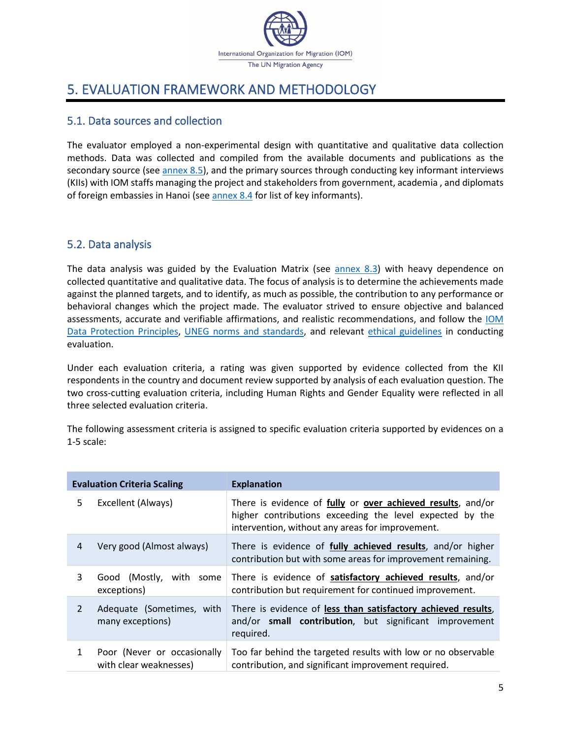# 5. EVALUATION FRAMEWORK AND METHODOLOGY

## 5.1. Data sources and collection

The evaluator employed a non-experimental design with quantitative and qualitative data collection methods. Data was collected and compiled from the available documents and publications as the secondary source (see annex 8.5), and the primary sources through conducting key informant interviews (KIIs) with IOM staffs managing the project and stakeholders from government, academia , and diplomats of foreign embassies in Hanoi (see annex 8.4 for list of key informants).

## 5.2. Data analysis

The data analysis was guided by the Evaluation Matrix (see annex 8.3) with heavy dependence on collected quantitative and qualitative data. The focus of analysis is to determine the achievements made against the planned targets, and to identify, as much as possible, the contribution to any performance or behavioral changes which the project made. The evaluator strived to ensure objective and balanced assessments, accurate and verifiable affirmations, and realistic recommendations, and follow the IOM Data Protection Principles, UNEG norms and standards, and relevant ethical guidelines in conducting evaluation.

Under each evaluation criteria, a rating was given supported by evidence collected from the KII respondents in the country and document review supported by analysis of each evaluation question. The two cross-cutting evaluation criteria, including Human Rights and Gender Equality were reflected in all three selected evaluation criteria.

The following assessment criteria is assigned to specific evaluation criteria supported by evidences on a 1-5 scale:

| Evaluation Criteria Scaling | | Explanation |
|---|---|---|
| 5 | Excellent (Always) | There is evidence of **fully** or **over achieved results**, and/or higher contributions exceeding the level expected by the intervention, without any areas for improvement. |
| 4 | Very good (Almost always) | There is evidence of **fully achieved results**, and/or higher contribution but with some areas for improvement remaining. |
| 3 | Good (Mostly, with some exceptions) | There is evidence of **satisfactory achieved results**, and/or contribution but requirement for continued improvement. |
| 2 | Adequate (Sometimes, with many exceptions) | There is evidence of **less than satisfactory achieved results**, and/or **small contribution**, but significant improvement required. |
| 1 | Poor (Never or occasionally with clear weaknesses) | Too far behind the targeted results with low or no observable contribution, and significant improvement required. |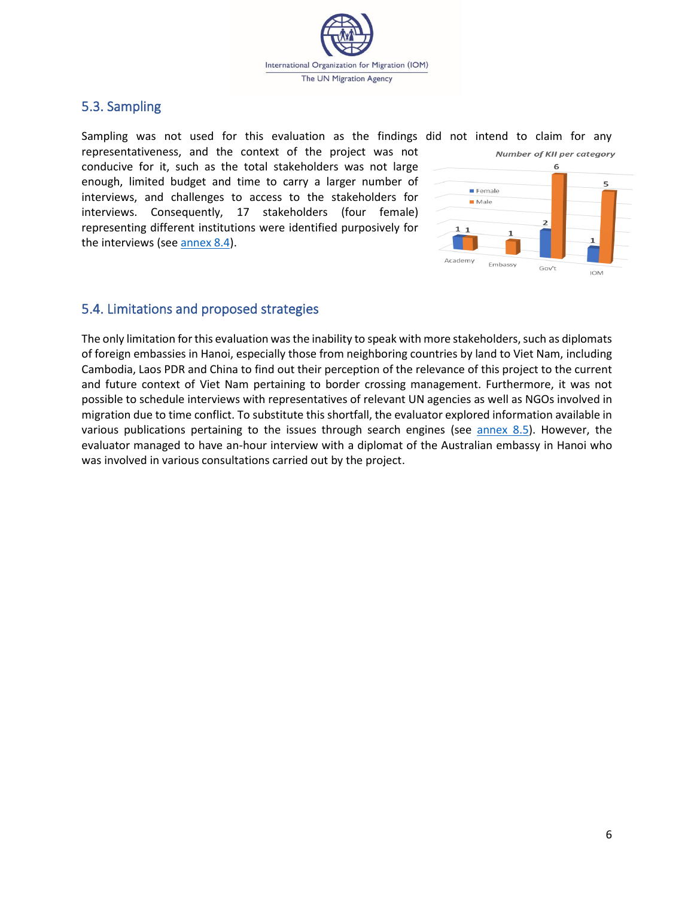## 5.3. Sampling

Sampling was not used for this evaluation as the findings did not intend to claim for any representativeness, and the context of the project was not conducive for it, such as the total stakeholders was not large enough, limited budget and time to carry a larger number of interviews, and challenges to access to the stakeholders for interviews. Consequently, 17 stakeholders (four female) representing different institutions were identified purposively for the interviews (see annex 8.4).

*Number of KII per category*

| Category | Female | Male |
|---|---|---|
| Academy | 1 | 1 |
| Embassy | | 1 |
| Gov't | 2 | 6 |
| IOM | 1 | 5 |

## 5.4. Limitations and proposed strategies

The only limitation for this evaluation was the inability to speak with more stakeholders, such as diplomats of foreign embassies in Hanoi, especially those from neighboring countries by land to Viet Nam, including Cambodia, Laos PDR and China to find out their perception of the relevance of this project to the current and future context of Viet Nam pertaining to border crossing management. Furthermore, it was not possible to schedule interviews with representatives of relevant UN agencies as well as NGOs involved in migration due to time conflict. To substitute this shortfall, the evaluator explored information available in various publications pertaining to the issues through search engines (see annex 8.5). However, the evaluator managed to have an-hour interview with a diplomat of the Australian embassy in Hanoi who was involved in various consultations carried out by the project.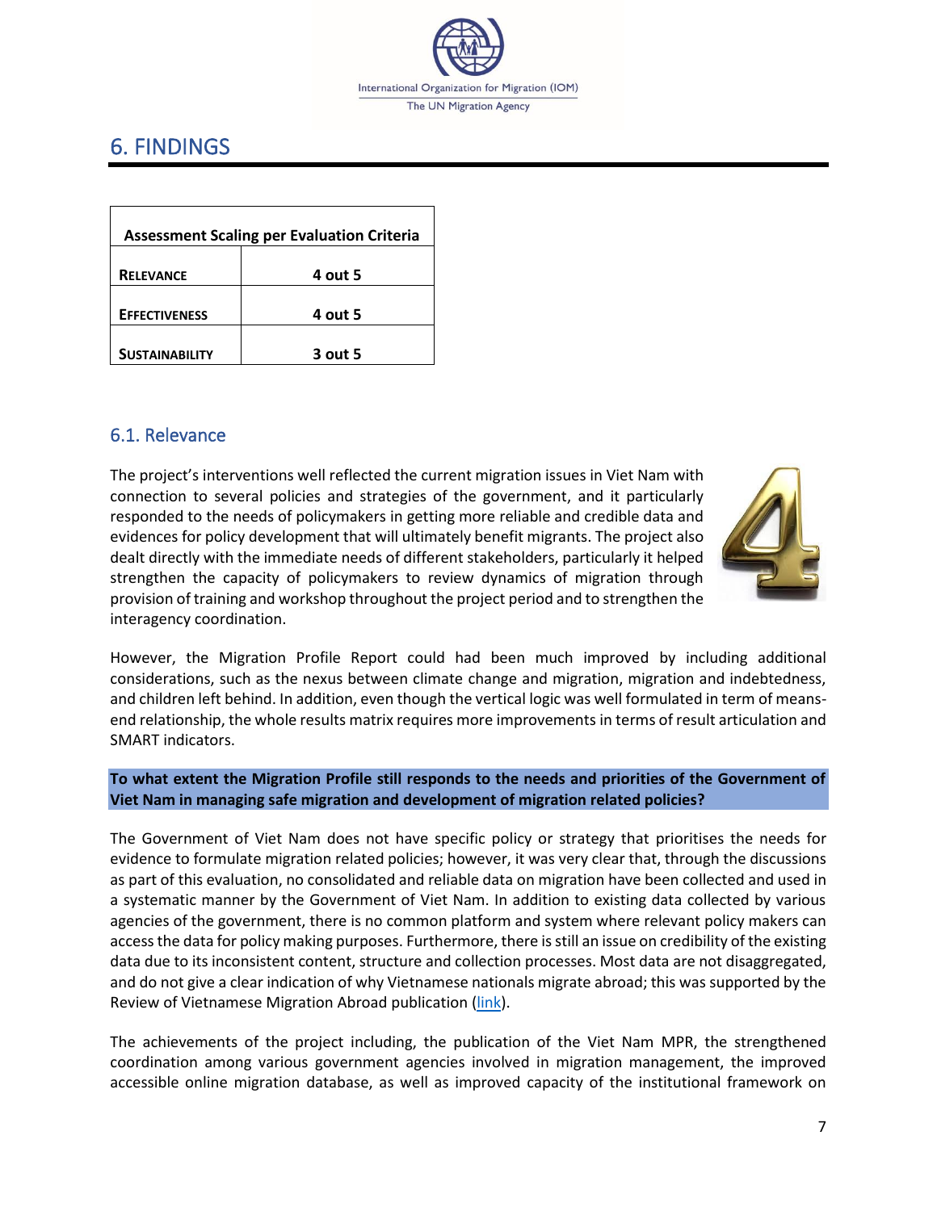## 6. FINDINGS

| Assessment Scaling per Evaluation Criteria | |
|---|---|
| **RELEVANCE** | **4 out 5** |
| **EFFECTIVENESS** | **4 out 5** |
| **SUSTAINABILITY** | **3 out 5** |

### 6.1. Relevance

The project's interventions well reflected the current migration issues in Viet Nam with connection to several policies and strategies of the government, and it particularly responded to the needs of policymakers in getting more reliable and credible data and evidences for policy development that will ultimately benefit migrants. The project also dealt directly with the immediate needs of different stakeholders, particularly it helped strengthen the capacity of policymakers to review dynamics of migration through provision of training and workshop throughout the project period and to strengthen the interagency coordination.

However, the Migration Profile Report could had been much improved by including additional considerations, such as the nexus between climate change and migration, migration and indebtedness, and children left behind. In addition, even though the vertical logic was well formulated in term of means-end relationship, the whole results matrix requires more improvements in terms of result articulation and SMART indicators.

**To what extent the Migration Profile still responds to the needs and priorities of the Government of Viet Nam in managing safe migration and development of migration related policies?**

The Government of Viet Nam does not have specific policy or strategy that prioritises the needs for evidence to formulate migration related policies; however, it was very clear that, through the discussions as part of this evaluation, no consolidated and reliable data on migration have been collected and used in a systematic manner by the Government of Viet Nam. In addition to existing data collected by various agencies of the government, there is no common platform and system where relevant policy makers can access the data for policy making purposes. Furthermore, there is still an issue on credibility of the existing data due to its inconsistent content, structure and collection processes. Most data are not disaggregated, and do not give a clear indication of why Vietnamese nationals migrate abroad; this was supported by the Review of Vietnamese Migration Abroad publication (link).

The achievements of the project including, the publication of the Viet Nam MPR, the strengthened coordination among various government agencies involved in migration management, the improved accessible online migration database, as well as improved capacity of the institutional framework on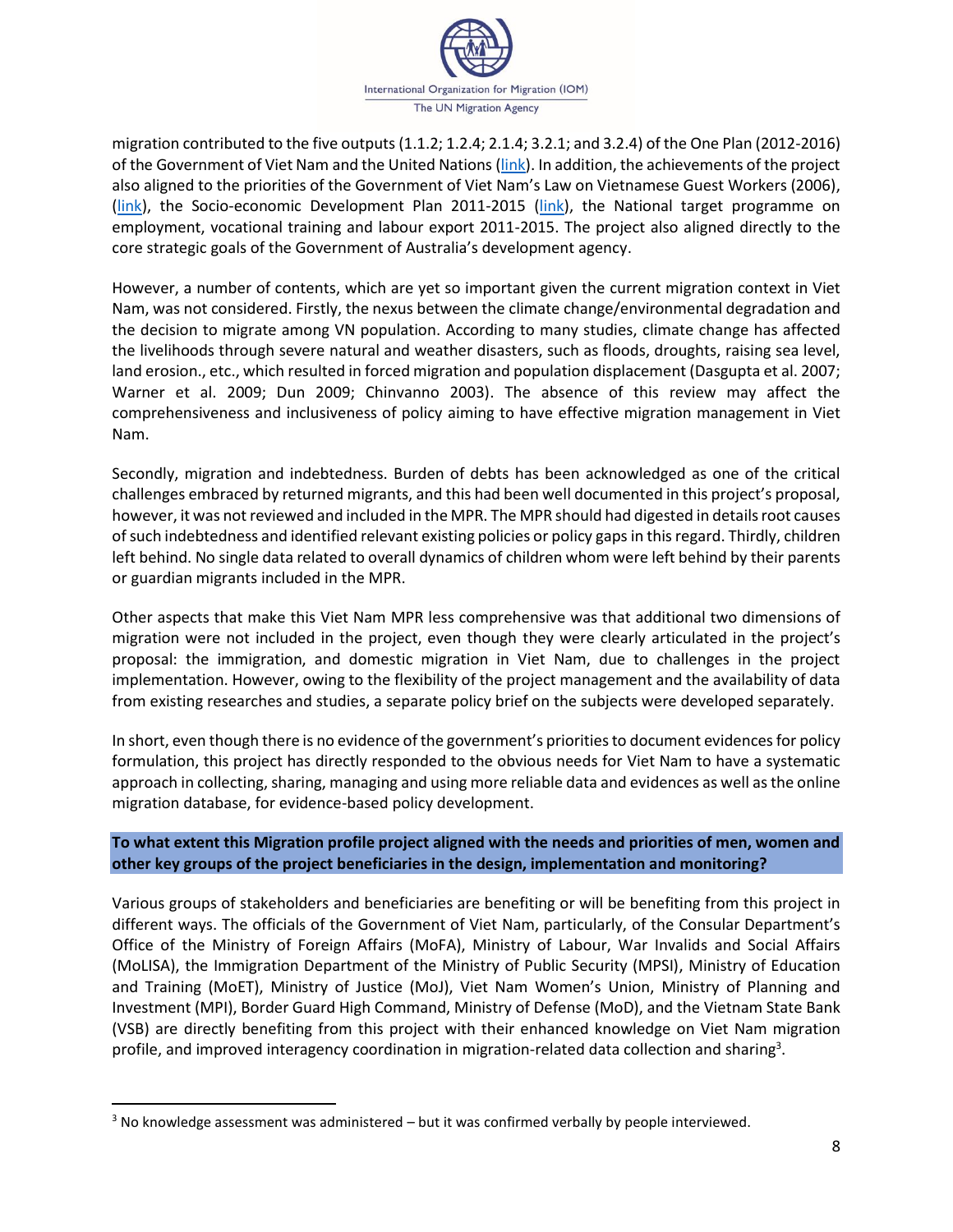migration contributed to the five outputs (1.1.2; 1.2.4; 2.1.4; 3.2.1; and 3.2.4) of the One Plan (2012-2016) of the Government of Viet Nam and the United Nations (link). In addition, the achievements of the project also aligned to the priorities of the Government of Viet Nam's Law on Vietnamese Guest Workers (2006), (link), the Socio-economic Development Plan 2011-2015 (link), the National target programme on employment, vocational training and labour export 2011-2015. The project also aligned directly to the core strategic goals of the Government of Australia's development agency.

However, a number of contents, which are yet so important given the current migration context in Viet Nam, was not considered. Firstly, the nexus between the climate change/environmental degradation and the decision to migrate among VN population. According to many studies, climate change has affected the livelihoods through severe natural and weather disasters, such as floods, droughts, raising sea level, land erosion., etc., which resulted in forced migration and population displacement (Dasgupta et al. 2007; Warner et al. 2009; Dun 2009; Chinvanno 2003). The absence of this review may affect the comprehensiveness and inclusiveness of policy aiming to have effective migration management in Viet Nam.

Secondly, migration and indebtedness. Burden of debts has been acknowledged as one of the critical challenges embraced by returned migrants, and this had been well documented in this project's proposal, however, it was not reviewed and included in the MPR. The MPR should had digested in details root causes of such indebtedness and identified relevant existing policies or policy gaps in this regard. Thirdly, children left behind. No single data related to overall dynamics of children whom were left behind by their parents or guardian migrants included in the MPR.

Other aspects that make this Viet Nam MPR less comprehensive was that additional two dimensions of migration were not included in the project, even though they were clearly articulated in the project's proposal: the immigration, and domestic migration in Viet Nam, due to challenges in the project implementation. However, owing to the flexibility of the project management and the availability of data from existing researches and studies, a separate policy brief on the subjects were developed separately.

In short, even though there is no evidence of the government's priorities to document evidences for policy formulation, this project has directly responded to the obvious needs for Viet Nam to have a systematic approach in collecting, sharing, managing and using more reliable data and evidences as well as the online migration database, for evidence-based policy development.

**To what extent this Migration profile project aligned with the needs and priorities of men, women and other key groups of the project beneficiaries in the design, implementation and monitoring?**

Various groups of stakeholders and beneficiaries are benefiting or will be benefiting from this project in different ways. The officials of the Government of Viet Nam, particularly, of the Consular Department's Office of the Ministry of Foreign Affairs (MoFA), Ministry of Labour, War Invalids and Social Affairs (MoLISA), the Immigration Department of the Ministry of Public Security (MPSI), Ministry of Education and Training (MoET), Ministry of Justice (MoJ), Viet Nam Women's Union, Ministry of Planning and Investment (MPI), Border Guard High Command, Ministry of Defense (MoD), and the Vietnam State Bank (VSB) are directly benefiting from this project with their enhanced knowledge on Viet Nam migration profile, and improved interagency coordination in migration-related data collection and sharing[3].

[3] No knowledge assessment was administered – but it was confirmed verbally by people interviewed.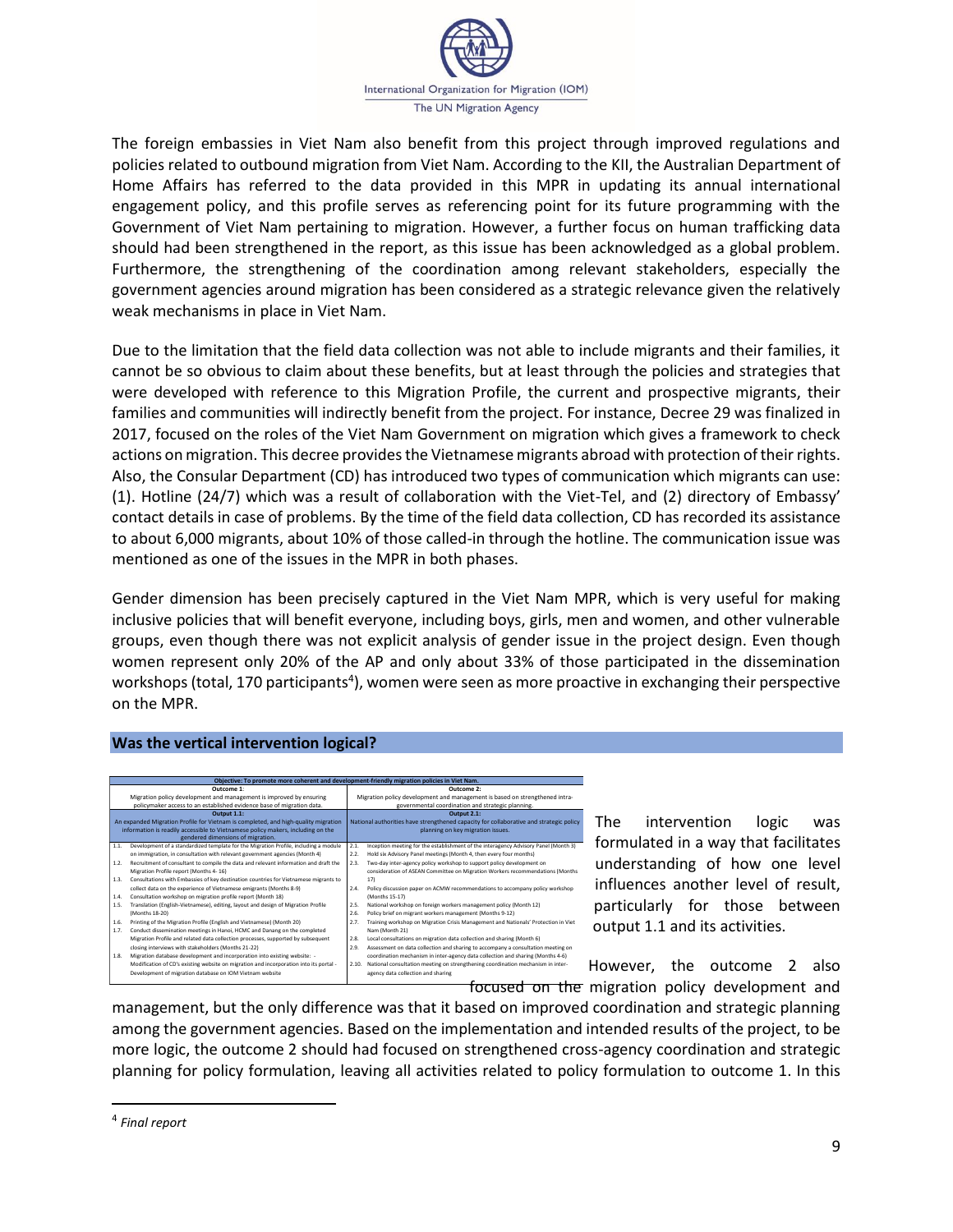The foreign embassies in Viet Nam also benefit from this project through improved regulations and policies related to outbound migration from Viet Nam. According to the KII, the Australian Department of Home Affairs has referred to the data provided in this MPR in updating its annual international engagement policy, and this profile serves as referencing point for its future programming with the Government of Viet Nam pertaining to migration. However, a further focus on human trafficking data should had been strengthened in the report, as this issue has been acknowledged as a global problem. Furthermore, the strengthening of the coordination among relevant stakeholders, especially the government agencies around migration has been considered as a strategic relevance given the relatively weak mechanisms in place in Viet Nam.

Due to the limitation that the field data collection was not able to include migrants and their families, it cannot be so obvious to claim about these benefits, but at least through the policies and strategies that were developed with reference to this Migration Profile, the current and prospective migrants, their families and communities will indirectly benefit from the project. For instance, Decree 29 was finalized in 2017, focused on the roles of the Viet Nam Government on migration which gives a framework to check actions on migration. This decree provides the Vietnamese migrants abroad with protection of their rights. Also, the Consular Department (CD) has introduced two types of communication which migrants can use: (1). Hotline (24/7) which was a result of collaboration with the Viet-Tel, and (2) directory of Embassy' contact details in case of problems. By the time of the field data collection, CD has recorded its assistance to about 6,000 migrants, about 10% of those called-in through the hotline. The communication issue was mentioned as one of the issues in the MPR in both phases.

Gender dimension has been precisely captured in the Viet Nam MPR, which is very useful for making inclusive policies that will benefit everyone, including boys, girls, men and women, and other vulnerable groups, even though there was not explicit analysis of gender issue in the project design. Even though women represent only 20% of the AP and only about 33% of those participated in the dissemination workshops (total, 170 participants[4]), women were seen as more proactive in exchanging their perspective on the MPR.

## Was the vertical intervention logical?

| Objective: To promote more coherent and development-friendly migration policies in Viet Nam. | |
|---|---|
| **Outcome 1:** Migration policy development and management is improved by ensuring policymaker access to an established evidence base of migration data. | **Outcome 2:** Migration policy development and management is based on strengthened intra-governmental coordination and strategic planning. |
| **Output 1.1:** An expanded Migration Profile for Vietnam is completed, and high-quality migration information is readily accessible to Vietnamese policy makers, including on the gendered dimensions of migration. | **Output 2.1:** National authorities have strengthened capacity for collaborative and strategic policy planning on key migration issues. |
| 1.1. Development of a standardized template for the Migration Profile, including a module on immigration, in consultation with relevant government agencies (Month 4)<br>1.2. Recruitment of consultant to compile the data and relevant information and draft the Migration Profile report (Months 4- 16)<br>1.3. Consultations with Embassies of key destination countries for Vietnamese migrants to collect data on the experience of Vietnamese emigrants (Months 8-9)<br>1.4. Consultation workshop on migration profile report (Month 18)<br>1.5. Translation (English-Vietnamese), editing, layout and design of Migration Profile (Months 18-20)<br>1.6. Printing of the Migration Profile (English and Vietnamese) (Month 20)<br>1.7. Conduct dissemination meetings in Hanoi, HCMC and Danang on the completed Migration Profile and related data collection processes, supported by subsequent closing interviews with stakeholders (Months 21-22)<br>1.8. Migration database development and incorporation into existing website: - Modification of CD's existing website on migration and incorporation into its portal - Development of migration database on IOM Vietnam website | 2.1. Inception meeting for the establishment of the interagency Advisory Panel (Month 3)<br>2.2. Hold six Advisory Panel meetings (Month 4, then every four months)<br>2.3. Two-day inter-agency policy workshop to support policy development on consideration of ASEAN Committee on Migration Workers recommendations (Months 17)<br>2.4. Policy discussion paper on ACMW recommendations to accompany policy workshop (Months 15-17)<br>2.5. National workshop on foreign workers management policy (Month 12)<br>2.6. Policy brief on migrant workers management (Months 9-12)<br>2.7. Training workshop on Migration Crisis Management and Nationals' Protection in Viet Nam (Month 21)<br>2.8. Local consultations on migration data collection and sharing (Month 6)<br>2.9. Assessment on data collection and sharing to accompany a consultation meeting on coordination mechanism in inter-agency data collection and sharing (Months 4-6)<br>2.10. National consultation meeting on strengthening coordination mechanism in inter-agency data collection and sharing |

The intervention logic was formulated in a way that facilitates understanding of how one level influences another level of result, particularly for those between output 1.1 and its activities.

However, the outcome 2 also focused on the migration policy development and management, but the only difference was that it based on improved coordination and strategic planning among the government agencies. Based on the implementation and intended results of the project, to be more logic, the outcome 2 should had focused on strengthened cross-agency coordination and strategic planning for policy formulation, leaving all activities related to policy formulation to outcome 1. In this

[4] *Final report*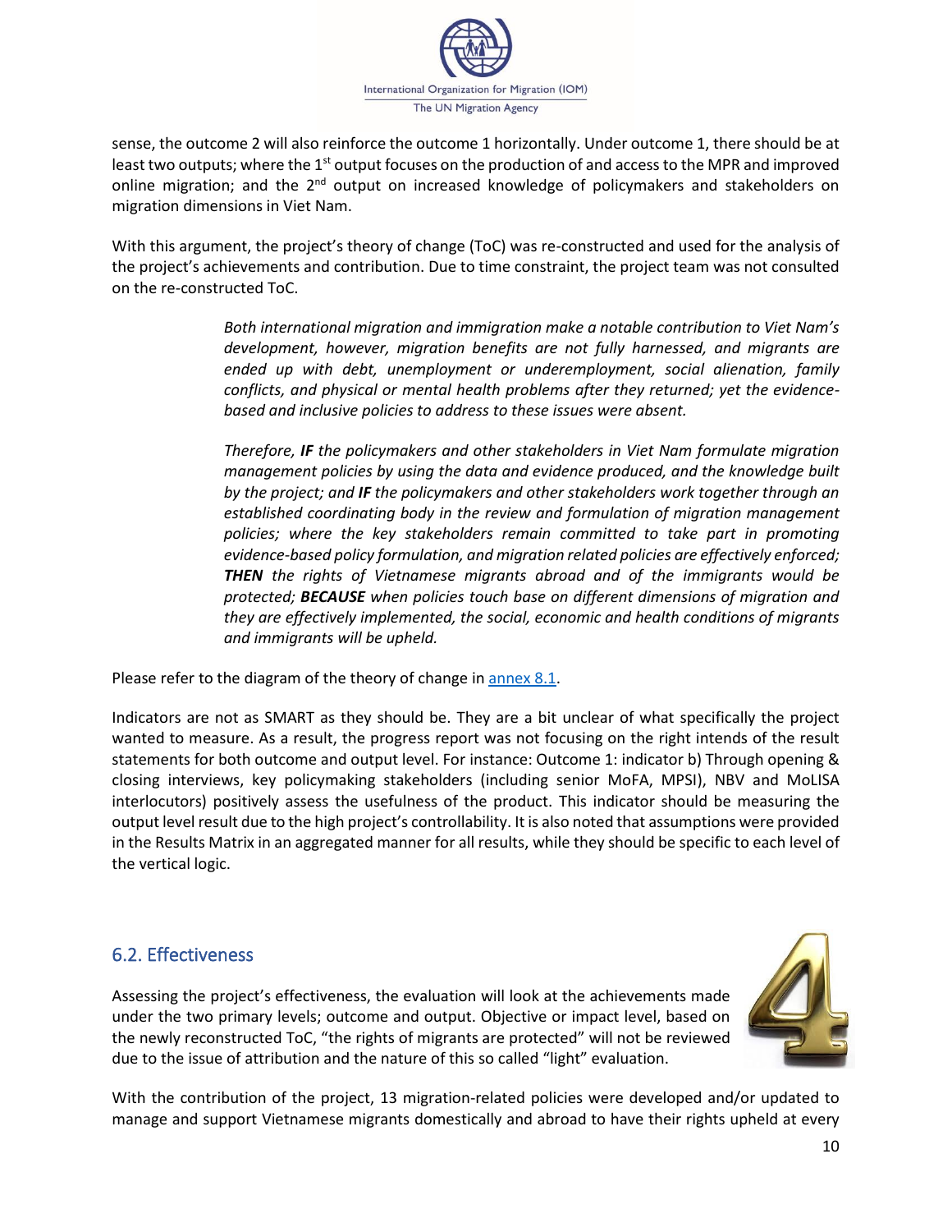sense, the outcome 2 will also reinforce the outcome 1 horizontally. Under outcome 1, there should be at least two outputs; where the 1st output focuses on the production of and access to the MPR and improved online migration; and the 2nd output on increased knowledge of policymakers and stakeholders on migration dimensions in Viet Nam.

With this argument, the project's theory of change (ToC) was re-constructed and used for the analysis of the project's achievements and contribution. Due to time constraint, the project team was not consulted on the re-constructed ToC.

> *Both international migration and immigration make a notable contribution to Viet Nam's development, however, migration benefits are not fully harnessed, and migrants are ended up with debt, unemployment or underemployment, social alienation, family conflicts, and physical or mental health problems after they returned; yet the evidence-based and inclusive policies to address to these issues were absent.*
>
> *Therefore, **IF** the policymakers and other stakeholders in Viet Nam formulate migration management policies by using the data and evidence produced, and the knowledge built by the project; and **IF** the policymakers and other stakeholders work together through an established coordinating body in the review and formulation of migration management policies; where the key stakeholders remain committed to take part in promoting evidence-based policy formulation, and migration related policies are effectively enforced; **THEN** the rights of Vietnamese migrants abroad and of the immigrants would be protected; **BECAUSE** when policies touch base on different dimensions of migration and they are effectively implemented, the social, economic and health conditions of migrants and immigrants will be upheld.*

Please refer to the diagram of the theory of change in annex 8.1.

Indicators are not as SMART as they should be. They are a bit unclear of what specifically the project wanted to measure. As a result, the progress report was not focusing on the right intends of the result statements for both outcome and output level. For instance: Outcome 1: indicator b) Through opening & closing interviews, key policymaking stakeholders (including senior MoFA, MPSI), NBV and MoLISA interlocutors) positively assess the usefulness of the product. This indicator should be measuring the output level result due to the high project's controllability. It is also noted that assumptions were provided in the Results Matrix in an aggregated manner for all results, while they should be specific to each level of the vertical logic.

## 6.2. Effectiveness

Assessing the project's effectiveness, the evaluation will look at the achievements made under the two primary levels; outcome and output. Objective or impact level, based on the newly reconstructed ToC, "the rights of migrants are protected" will not be reviewed due to the issue of attribution and the nature of this so called "light" evaluation.

With the contribution of the project, 13 migration-related policies were developed and/or updated to manage and support Vietnamese migrants domestically and abroad to have their rights upheld at every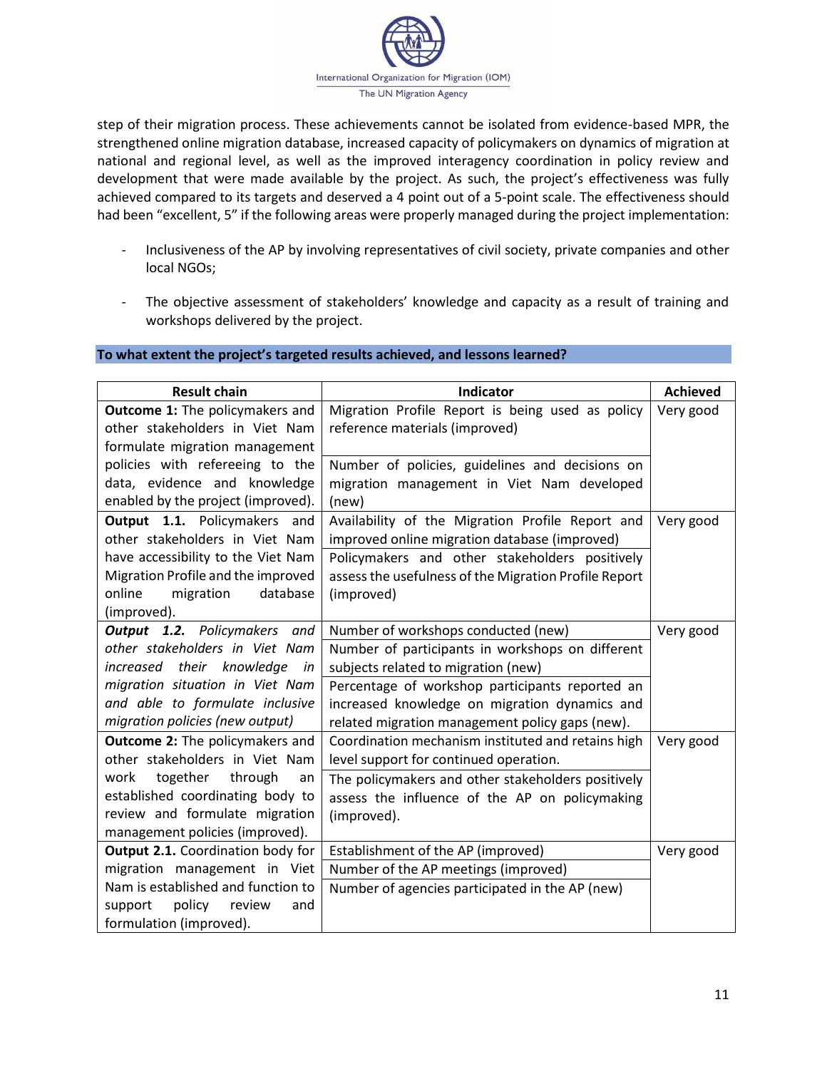step of their migration process. These achievements cannot be isolated from evidence-based MPR, the strengthened online migration database, increased capacity of policymakers on dynamics of migration at national and regional level, as well as the improved interagency coordination in policy review and development that were made available by the project. As such, the project's effectiveness was fully achieved compared to its targets and deserved a 4 point out of a 5-point scale. The effectiveness should had been "excellent, 5" if the following areas were properly managed during the project implementation:

- Inclusiveness of the AP by involving representatives of civil society, private companies and other local NGOs;
- The objective assessment of stakeholders' knowledge and capacity as a result of training and workshops delivered by the project.

**To what extent the project's targeted results achieved, and lessons learned?**

| Result chain | Indicator | Achieved |
|---|---|---|
| **Outcome 1:** The policymakers and other stakeholders in Viet Nam formulate migration management policies with refereeing to the data, evidence and knowledge enabled by the project (improved). | Migration Profile Report is being used as policy reference materials (improved)<br>Number of policies, guidelines and decisions on migration management in Viet Nam developed (new) | Very good |
| **Output 1.1.** Policymakers and other stakeholders in Viet Nam have accessibility to the Viet Nam Migration Profile and the improved online migration database (improved). | Availability of the Migration Profile Report and improved online migration database (improved)<br>Policymakers and other stakeholders positively assess the usefulness of the Migration Profile Report (improved) | Very good |
| ***Output 1.2.*** *Policymakers and other stakeholders in Viet Nam increased their knowledge in migration situation in Viet Nam and able to formulate inclusive migration policies (new output)* | Number of workshops conducted (new)<br>Number of participants in workshops on different subjects related to migration (new)<br>Percentage of workshop participants reported an increased knowledge on migration dynamics and related migration management policy gaps (new). | Very good |
| **Outcome 2:** The policymakers and other stakeholders in Viet Nam work together through an established coordinating body to review and formulate migration management policies (improved). | Coordination mechanism instituted and retains high level support for continued operation.<br>The policymakers and other stakeholders positively assess the influence of the AP on policymaking (improved). | Very good |
| **Output 2.1.** Coordination body for migration management in Viet Nam is established and function to support policy review and formulation (improved). | Establishment of the AP (improved)<br>Number of the AP meetings (improved)<br>Number of agencies participated in the AP (new) | Very good |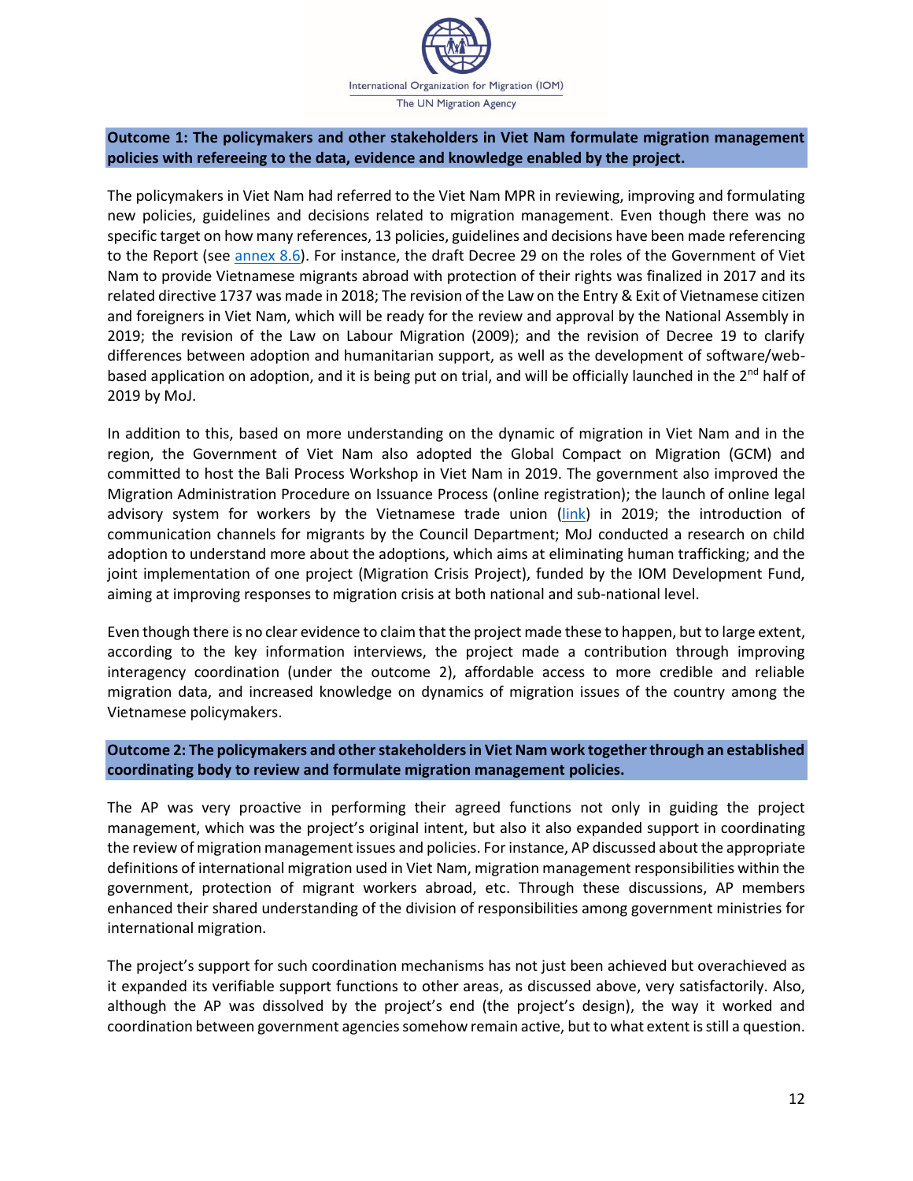**Outcome 1: The policymakers and other stakeholders in Viet Nam formulate migration management policies with refereeing to the data, evidence and knowledge enabled by the project.**

The policymakers in Viet Nam had referred to the Viet Nam MPR in reviewing, improving and formulating new policies, guidelines and decisions related to migration management. Even though there was no specific target on how many references, 13 policies, guidelines and decisions have been made referencing to the Report (see [annex 8.6](annex 8.6)). For instance, the draft Decree 29 on the roles of the Government of Viet Nam to provide Vietnamese migrants abroad with protection of their rights was finalized in 2017 and its related directive 1737 was made in 2018; The revision of the Law on the Entry & Exit of Vietnamese citizen and foreigners in Viet Nam, which will be ready for the review and approval by the National Assembly in 2019; the revision of the Law on Labour Migration (2009); and the revision of Decree 19 to clarify differences between adoption and humanitarian support, as well as the development of software/web-based application on adoption, and it is being put on trial, and will be officially launched in the 2nd half of 2019 by MoJ.

In addition to this, based on more understanding on the dynamic of migration in Viet Nam and in the region, the Government of Viet Nam also adopted the Global Compact on Migration (GCM) and committed to host the Bali Process Workshop in Viet Nam in 2019. The government also improved the Migration Administration Procedure on Issuance Process (online registration); the launch of online legal advisory system for workers by the Vietnamese trade union ([link](link)) in 2019; the introduction of communication channels for migrants by the Council Department; MoJ conducted a research on child adoption to understand more about the adoptions, which aims at eliminating human trafficking; and the joint implementation of one project (Migration Crisis Project), funded by the IOM Development Fund, aiming at improving responses to migration crisis at both national and sub-national level.

Even though there is no clear evidence to claim that the project made these to happen, but to large extent, according to the key information interviews, the project made a contribution through improving interagency coordination (under the outcome 2), affordable access to more credible and reliable migration data, and increased knowledge on dynamics of migration issues of the country among the Vietnamese policymakers.

**Outcome 2: The policymakers and other stakeholders in Viet Nam work together through an established coordinating body to review and formulate migration management policies.**

The AP was very proactive in performing their agreed functions not only in guiding the project management, which was the project's original intent, but also it also expanded support in coordinating the review of migration management issues and policies. For instance, AP discussed about the appropriate definitions of international migration used in Viet Nam, migration management responsibilities within the government, protection of migrant workers abroad, etc. Through these discussions, AP members enhanced their shared understanding of the division of responsibilities among government ministries for international migration.

The project's support for such coordination mechanisms has not just been achieved but overachieved as it expanded its verifiable support functions to other areas, as discussed above, very satisfactorily. Also, although the AP was dissolved by the project's end (the project's design), the way it worked and coordination between government agencies somehow remain active, but to what extent is still a question.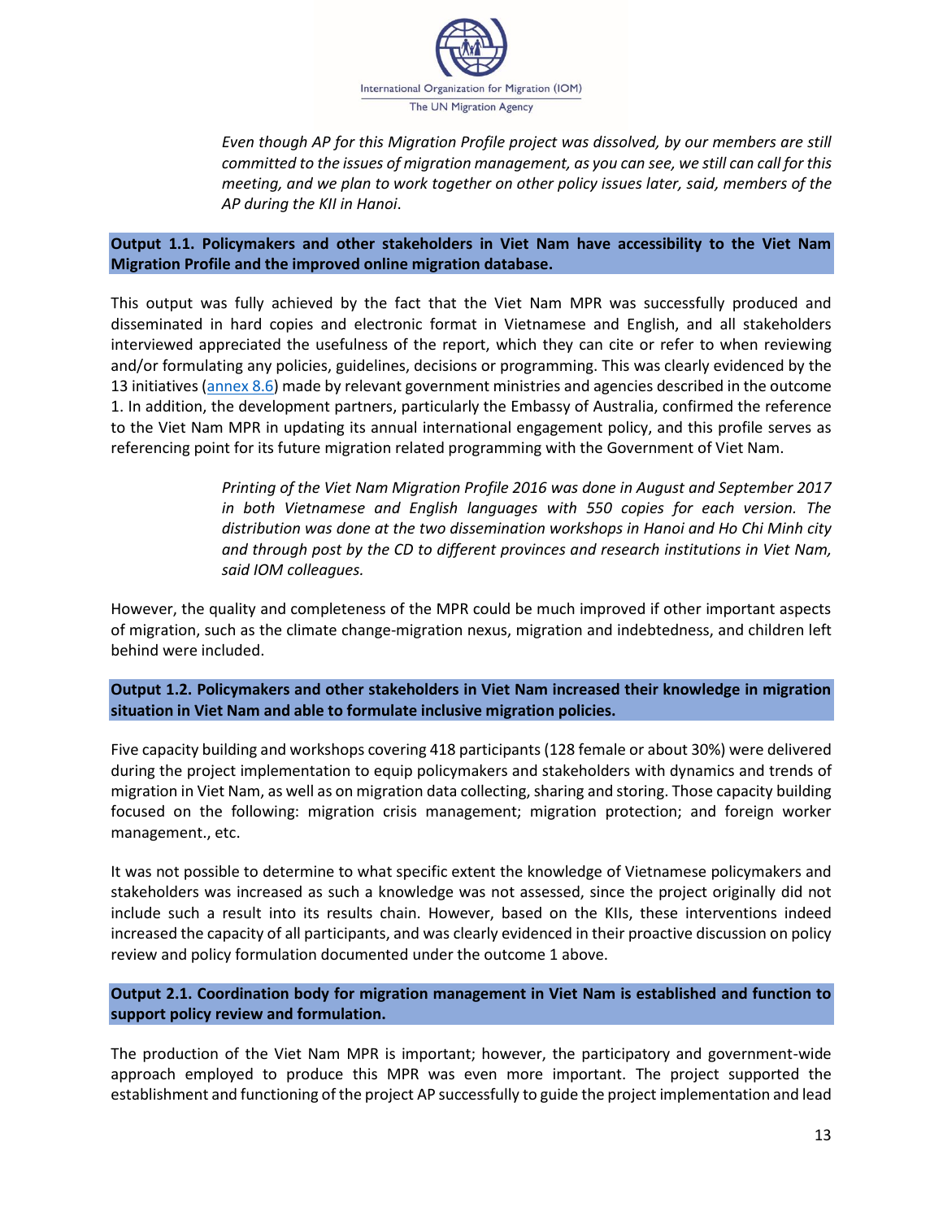*Even though AP for this Migration Profile project was dissolved, by our members are still committed to the issues of migration management, as you can see, we still can call for this meeting, and we plan to work together on other policy issues later, said, members of the AP during the KII in Hanoi.*

**Output 1.1. Policymakers and other stakeholders in Viet Nam have accessibility to the Viet Nam Migration Profile and the improved online migration database.**

This output was fully achieved by the fact that the Viet Nam MPR was successfully produced and disseminated in hard copies and electronic format in Vietnamese and English, and all stakeholders interviewed appreciated the usefulness of the report, which they can cite or refer to when reviewing and/or formulating any policies, guidelines, decisions or programming. This was clearly evidenced by the 13 initiatives (annex 8.6) made by relevant government ministries and agencies described in the outcome 1. In addition, the development partners, particularly the Embassy of Australia, confirmed the reference to the Viet Nam MPR in updating its annual international engagement policy, and this profile serves as referencing point for its future migration related programming with the Government of Viet Nam.

*Printing of the Viet Nam Migration Profile 2016 was done in August and September 2017 in both Vietnamese and English languages with 550 copies for each version. The distribution was done at the two dissemination workshops in Hanoi and Ho Chi Minh city and through post by the CD to different provinces and research institutions in Viet Nam, said IOM colleagues.*

However, the quality and completeness of the MPR could be much improved if other important aspects of migration, such as the climate change-migration nexus, migration and indebtedness, and children left behind were included.

**Output 1.2. Policymakers and other stakeholders in Viet Nam increased their knowledge in migration situation in Viet Nam and able to formulate inclusive migration policies.**

Five capacity building and workshops covering 418 participants (128 female or about 30%) were delivered during the project implementation to equip policymakers and stakeholders with dynamics and trends of migration in Viet Nam, as well as on migration data collecting, sharing and storing. Those capacity building focused on the following: migration crisis management; migration protection; and foreign worker management., etc.

It was not possible to determine to what specific extent the knowledge of Vietnamese policymakers and stakeholders was increased as such a knowledge was not assessed, since the project originally did not include such a result into its results chain. However, based on the KIIs, these interventions indeed increased the capacity of all participants, and was clearly evidenced in their proactive discussion on policy review and policy formulation documented under the outcome 1 above.

**Output 2.1. Coordination body for migration management in Viet Nam is established and function to support policy review and formulation.**

The production of the Viet Nam MPR is important; however, the participatory and government-wide approach employed to produce this MPR was even more important. The project supported the establishment and functioning of the project AP successfully to guide the project implementation and lead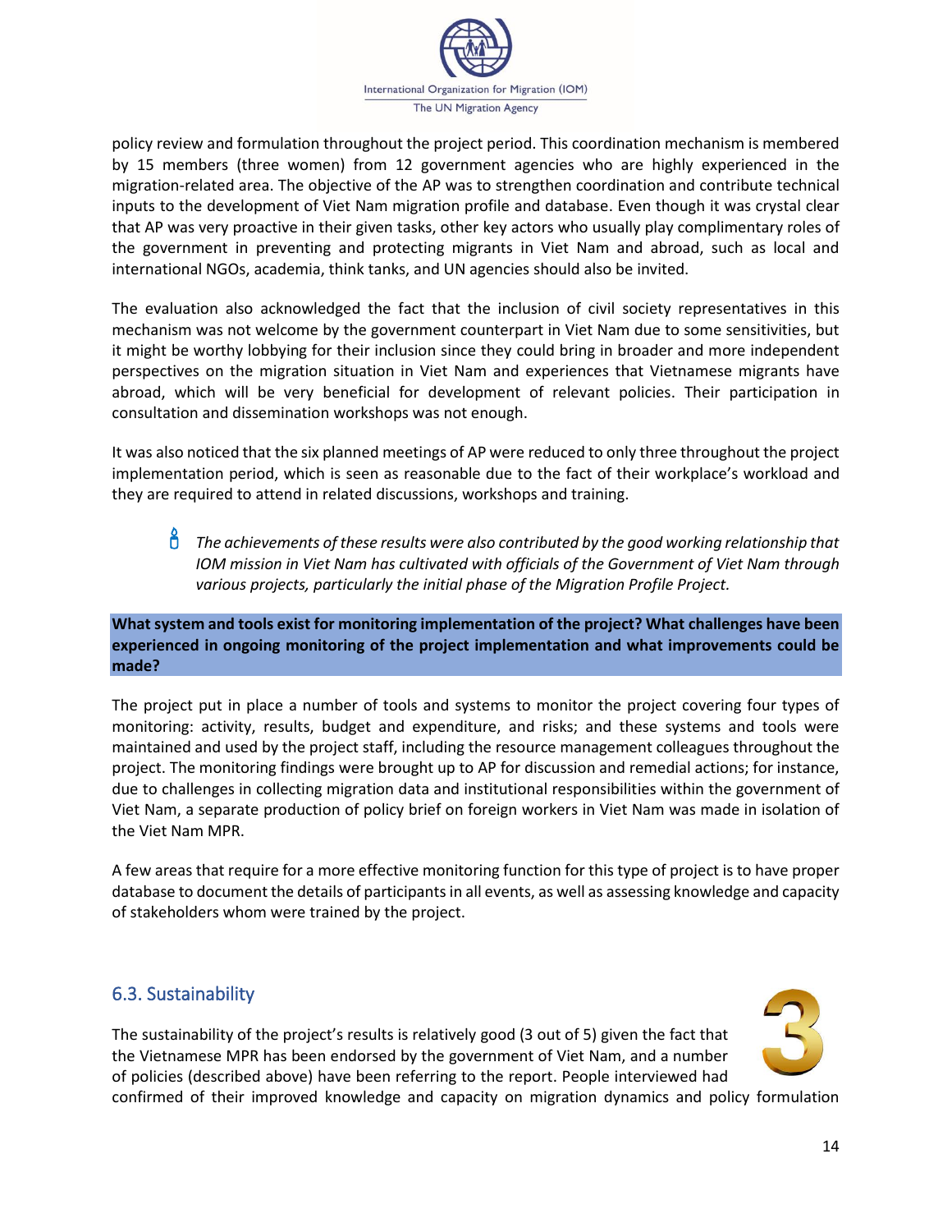policy review and formulation throughout the project period. This coordination mechanism is membered by 15 members (three women) from 12 government agencies who are highly experienced in the migration-related area. The objective of the AP was to strengthen coordination and contribute technical inputs to the development of Viet Nam migration profile and database. Even though it was crystal clear that AP was very proactive in their given tasks, other key actors who usually play complimentary roles of the government in preventing and protecting migrants in Viet Nam and abroad, such as local and international NGOs, academia, think tanks, and UN agencies should also be invited.

The evaluation also acknowledged the fact that the inclusion of civil society representatives in this mechanism was not welcome by the government counterpart in Viet Nam due to some sensitivities, but it might be worthy lobbying for their inclusion since they could bring in broader and more independent perspectives on the migration situation in Viet Nam and experiences that Vietnamese migrants have abroad, which will be very beneficial for development of relevant policies. Their participation in consultation and dissemination workshops was not enough.

It was also noticed that the six planned meetings of AP were reduced to only three throughout the project implementation period, which is seen as reasonable due to the fact of their workplace's workload and they are required to attend in related discussions, workshops and training.

- *The achievements of these results were also contributed by the good working relationship that IOM mission in Viet Nam has cultivated with officials of the Government of Viet Nam through various projects, particularly the initial phase of the Migration Profile Project.*

**What system and tools exist for monitoring implementation of the project? What challenges have been experienced in ongoing monitoring of the project implementation and what improvements could be made?**

The project put in place a number of tools and systems to monitor the project covering four types of monitoring: activity, results, budget and expenditure, and risks; and these systems and tools were maintained and used by the project staff, including the resource management colleagues throughout the project. The monitoring findings were brought up to AP for discussion and remedial actions; for instance, due to challenges in collecting migration data and institutional responsibilities within the government of Viet Nam, a separate production of policy brief on foreign workers in Viet Nam was made in isolation of the Viet Nam MPR.

A few areas that require for a more effective monitoring function for this type of project is to have proper database to document the details of participants in all events, as well as assessing knowledge and capacity of stakeholders whom were trained by the project.

## 6.3. Sustainability

3

The sustainability of the project's results is relatively good (3 out of 5) given the fact that the Vietnamese MPR has been endorsed by the government of Viet Nam, and a number of policies (described above) have been referring to the report. People interviewed had confirmed of their improved knowledge and capacity on migration dynamics and policy formulation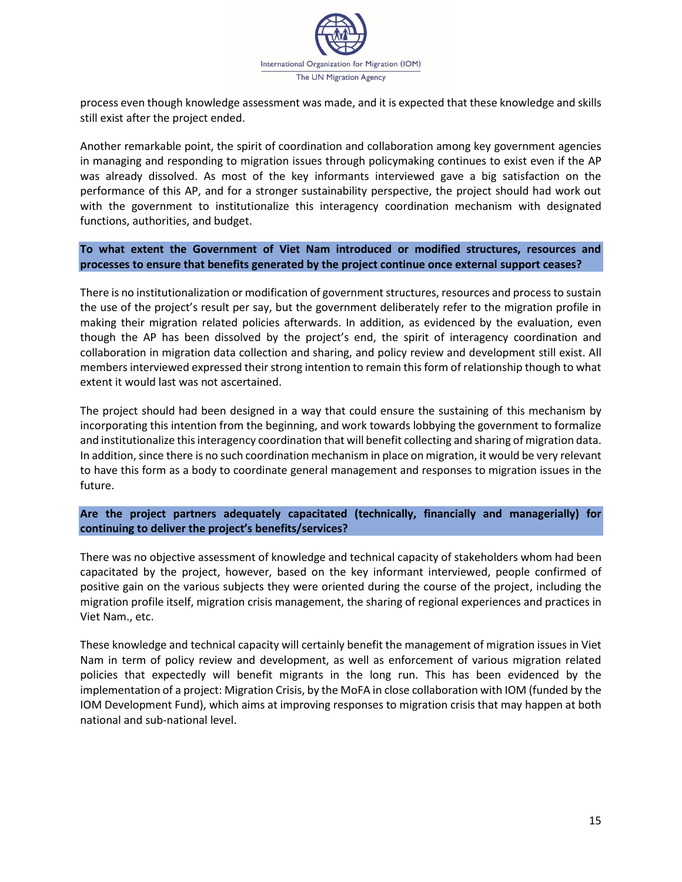process even though knowledge assessment was made, and it is expected that these knowledge and skills still exist after the project ended.

Another remarkable point, the spirit of coordination and collaboration among key government agencies in managing and responding to migration issues through policymaking continues to exist even if the AP was already dissolved. As most of the key informants interviewed gave a big satisfaction on the performance of this AP, and for a stronger sustainability perspective, the project should had work out with the government to institutionalize this interagency coordination mechanism with designated functions, authorities, and budget.

**To what extent the Government of Viet Nam introduced or modified structures, resources and processes to ensure that benefits generated by the project continue once external support ceases?**

There is no institutionalization or modification of government structures, resources and process to sustain the use of the project's result per say, but the government deliberately refer to the migration profile in making their migration related policies afterwards. In addition, as evidenced by the evaluation, even though the AP has been dissolved by the project's end, the spirit of interagency coordination and collaboration in migration data collection and sharing, and policy review and development still exist. All members interviewed expressed their strong intention to remain this form of relationship though to what extent it would last was not ascertained.

The project should had been designed in a way that could ensure the sustaining of this mechanism by incorporating this intention from the beginning, and work towards lobbying the government to formalize and institutionalize this interagency coordination that will benefit collecting and sharing of migration data. In addition, since there is no such coordination mechanism in place on migration, it would be very relevant to have this form as a body to coordinate general management and responses to migration issues in the future.

**Are the project partners adequately capacitated (technically, financially and managerially) for continuing to deliver the project's benefits/services?**

There was no objective assessment of knowledge and technical capacity of stakeholders whom had been capacitated by the project, however, based on the key informant interviewed, people confirmed of positive gain on the various subjects they were oriented during the course of the project, including the migration profile itself, migration crisis management, the sharing of regional experiences and practices in Viet Nam., etc.

These knowledge and technical capacity will certainly benefit the management of migration issues in Viet Nam in term of policy review and development, as well as enforcement of various migration related policies that expectedly will benefit migrants in the long run. This has been evidenced by the implementation of a project: Migration Crisis, by the MoFA in close collaboration with IOM (funded by the IOM Development Fund), which aims at improving responses to migration crisis that may happen at both national and sub-national level.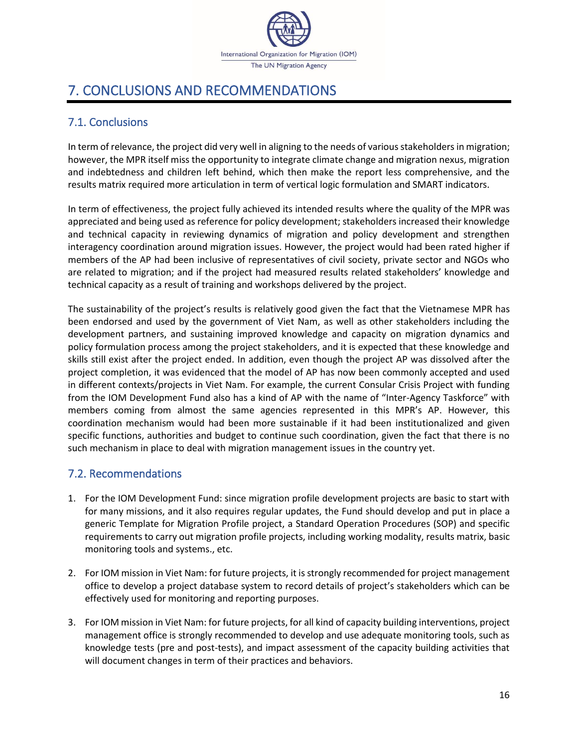# 7. CONCLUSIONS AND RECOMMENDATIONS

## 7.1. Conclusions

In term of relevance, the project did very well in aligning to the needs of various stakeholders in migration; however, the MPR itself miss the opportunity to integrate climate change and migration nexus, migration and indebtedness and children left behind, which then make the report less comprehensive, and the results matrix required more articulation in term of vertical logic formulation and SMART indicators.

In term of effectiveness, the project fully achieved its intended results where the quality of the MPR was appreciated and being used as reference for policy development; stakeholders increased their knowledge and technical capacity in reviewing dynamics of migration and policy development and strengthen interagency coordination around migration issues. However, the project would had been rated higher if members of the AP had been inclusive of representatives of civil society, private sector and NGOs who are related to migration; and if the project had measured results related stakeholders' knowledge and technical capacity as a result of training and workshops delivered by the project.

The sustainability of the project's results is relatively good given the fact that the Vietnamese MPR has been endorsed and used by the government of Viet Nam, as well as other stakeholders including the development partners, and sustaining improved knowledge and capacity on migration dynamics and policy formulation process among the project stakeholders, and it is expected that these knowledge and skills still exist after the project ended. In addition, even though the project AP was dissolved after the project completion, it was evidenced that the model of AP has now been commonly accepted and used in different contexts/projects in Viet Nam. For example, the current Consular Crisis Project with funding from the IOM Development Fund also has a kind of AP with the name of "Inter-Agency Taskforce" with members coming from almost the same agencies represented in this MPR's AP. However, this coordination mechanism would had been more sustainable if it had been institutionalized and given specific functions, authorities and budget to continue such coordination, given the fact that there is no such mechanism in place to deal with migration management issues in the country yet.

## 7.2. Recommendations

1. For the IOM Development Fund: since migration profile development projects are basic to start with for many missions, and it also requires regular updates, the Fund should develop and put in place a generic Template for Migration Profile project, a Standard Operation Procedures (SOP) and specific requirements to carry out migration profile projects, including working modality, results matrix, basic monitoring tools and systems., etc.

2. For IOM mission in Viet Nam: for future projects, it is strongly recommended for project management office to develop a project database system to record details of project's stakeholders which can be effectively used for monitoring and reporting purposes.

3. For IOM mission in Viet Nam: for future projects, for all kind of capacity building interventions, project management office is strongly recommended to develop and use adequate monitoring tools, such as knowledge tests (pre and post-tests), and impact assessment of the capacity building activities that will document changes in term of their practices and behaviors.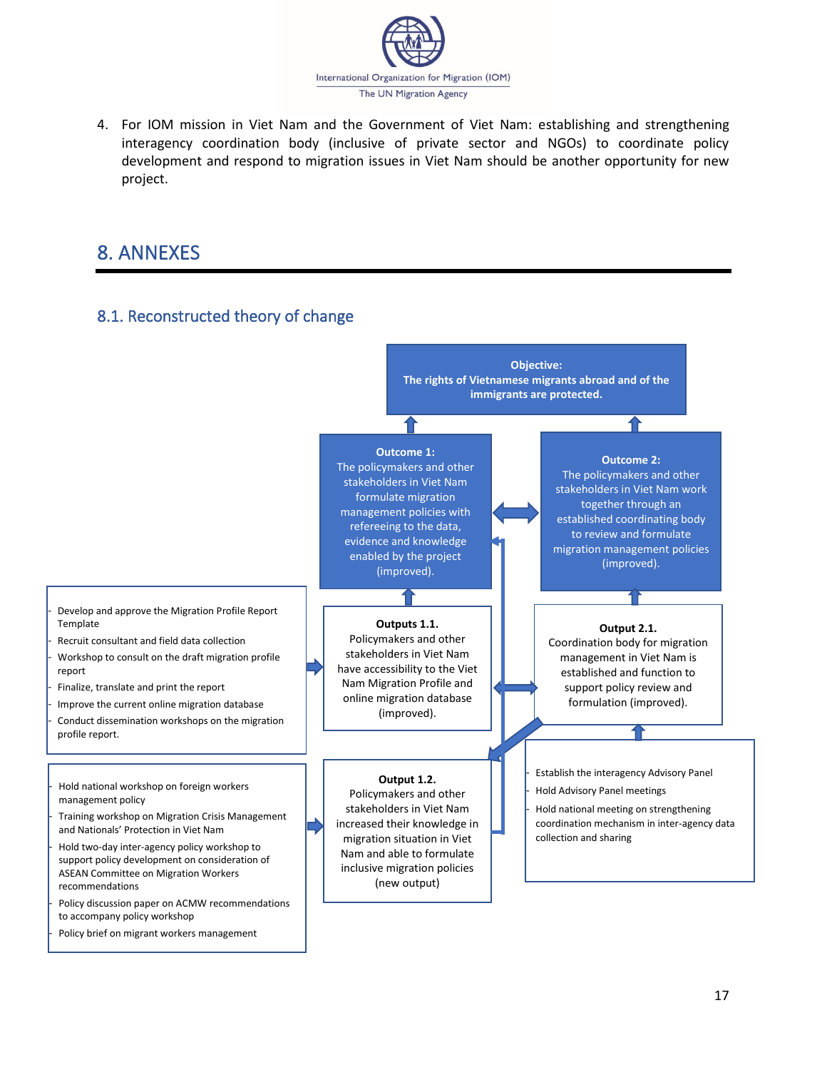4. For IOM mission in Viet Nam and the Government of Viet Nam: establishing and strengthening interagency coordination body (inclusive of private sector and NGOs) to coordinate policy development and respond to migration issues in Viet Nam should be another opportunity for new project.

# 8. ANNEXES

## 8.1. Reconstructed theory of change

**Objective:**
**The rights of Vietnamese migrants abroad and of the immigrants are protected.**

**Outcome 1:**
The policymakers and other stakeholders in Viet Nam formulate migration management policies with refereeing to the data, evidence and knowledge enabled by the project (improved).

**Outcome 2:**
The policymakers and other stakeholders in Viet Nam work together through an established coordinating body to review and formulate migration management policies (improved).

**Outputs 1.1.**
Policymakers and other stakeholders in Viet Nam have accessibility to the Viet Nam Migration Profile and online migration database (improved).

- Develop and approve the Migration Profile Report Template
- Recruit consultant and field data collection
- Workshop to consult on the draft migration profile report
- Finalize, translate and print the report
- Improve the current online migration database
- Conduct dissemination workshops on the migration profile report.

**Output 1.2.**
Policymakers and other stakeholders in Viet Nam increased their knowledge in migration situation in Viet Nam and able to formulate inclusive migration policies (new output)

- Hold national workshop on foreign workers management policy
- Training workshop on Migration Crisis Management and Nationals' Protection in Viet Nam
- Hold two-day inter-agency policy workshop to support policy development on consideration of ASEAN Committee on Migration Workers recommendations
- Policy discussion paper on ACMW recommendations to accompany policy workshop
- Policy brief on migrant workers management

**Output 2.1.**
Coordination body for migration management in Viet Nam is established and function to support policy review and formulation (improved).

- Establish the interagency Advisory Panel
- Hold Advisory Panel meetings
- Hold national meeting on strengthening coordination mechanism in inter-agency data collection and sharing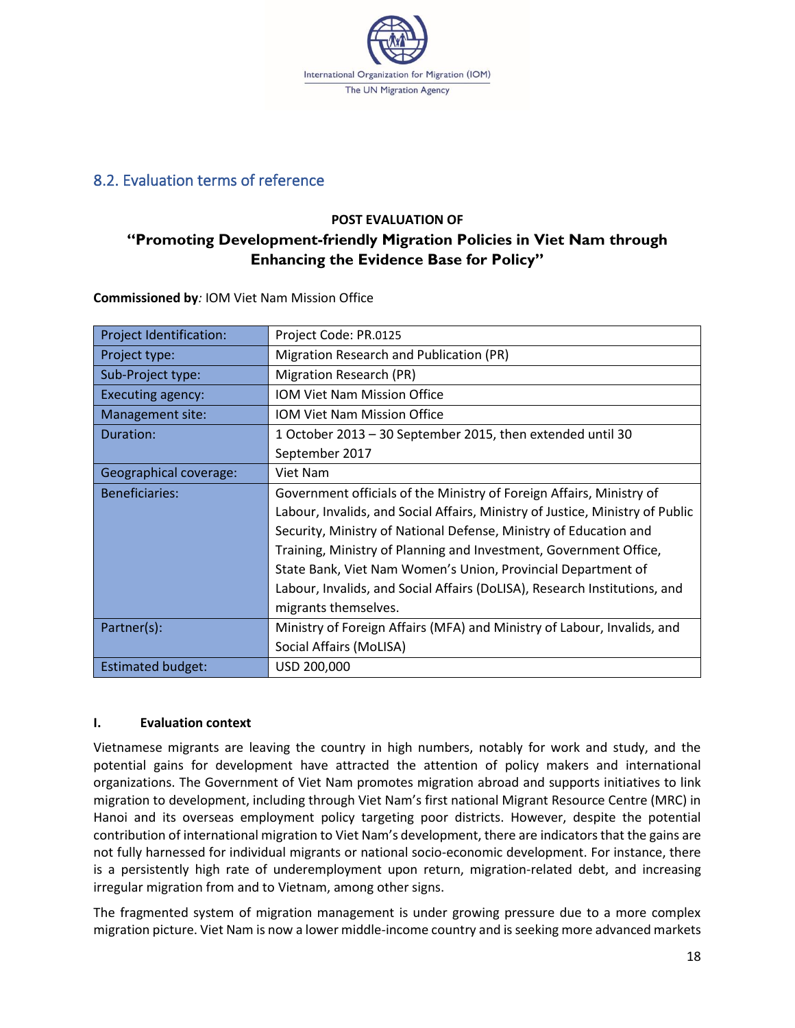## 8.2. Evaluation terms of reference

**POST EVALUATION OF**

**"Promoting Development-friendly Migration Policies in Viet Nam through Enhancing the Evidence Base for Policy"**

**Commissioned by***:* IOM Viet Nam Mission Office

| Project Identification: | Project Code: PR.0125 |
|---|---|
| Project type: | Migration Research and Publication (PR) |
| Sub-Project type: | Migration Research (PR) |
| Executing agency: | IOM Viet Nam Mission Office |
| Management site: | IOM Viet Nam Mission Office |
| Duration: | 1 October 2013 – 30 September 2015, then extended until 30 September 2017 |
| Geographical coverage: | Viet Nam |
| Beneficiaries: | Government officials of the Ministry of Foreign Affairs, Ministry of Labour, Invalids, and Social Affairs, Ministry of Justice, Ministry of Public Security, Ministry of National Defense, Ministry of Education and Training, Ministry of Planning and Investment, Government Office, State Bank, Viet Nam Women's Union, Provincial Department of Labour, Invalids, and Social Affairs (DoLISA), Research Institutions, and migrants themselves. |
| Partner(s): | Ministry of Foreign Affairs (MFA) and Ministry of Labour, Invalids, and Social Affairs (MoLISA) |
| Estimated budget: | USD 200,000 |

**I. Evaluation context**

Vietnamese migrants are leaving the country in high numbers, notably for work and study, and the potential gains for development have attracted the attention of policy makers and international organizations. The Government of Viet Nam promotes migration abroad and supports initiatives to link migration to development, including through Viet Nam's first national Migrant Resource Centre (MRC) in Hanoi and its overseas employment policy targeting poor districts. However, despite the potential contribution of international migration to Viet Nam's development, there are indicators that the gains are not fully harnessed for individual migrants or national socio-economic development. For instance, there is a persistently high rate of underemployment upon return, migration-related debt, and increasing irregular migration from and to Vietnam, among other signs.

The fragmented system of migration management is under growing pressure due to a more complex migration picture. Viet Nam is now a lower middle-income country and is seeking more advanced markets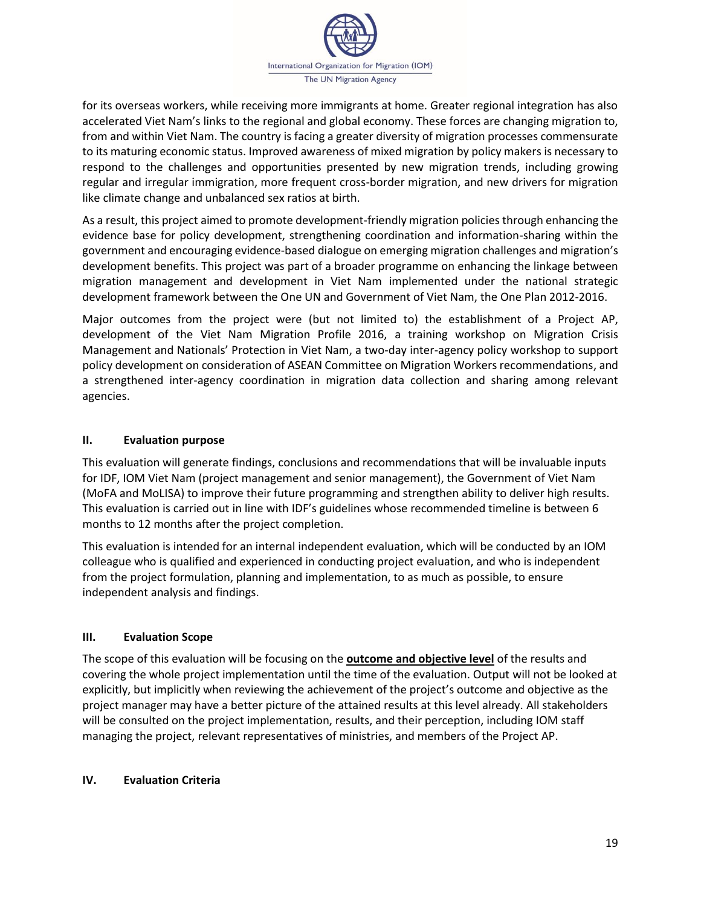for its overseas workers, while receiving more immigrants at home. Greater regional integration has also accelerated Viet Nam's links to the regional and global economy. These forces are changing migration to, from and within Viet Nam. The country is facing a greater diversity of migration processes commensurate to its maturing economic status. Improved awareness of mixed migration by policy makers is necessary to respond to the challenges and opportunities presented by new migration trends, including growing regular and irregular immigration, more frequent cross-border migration, and new drivers for migration like climate change and unbalanced sex ratios at birth.

As a result, this project aimed to promote development-friendly migration policies through enhancing the evidence base for policy development, strengthening coordination and information-sharing within the government and encouraging evidence-based dialogue on emerging migration challenges and migration's development benefits. This project was part of a broader programme on enhancing the linkage between migration management and development in Viet Nam implemented under the national strategic development framework between the One UN and Government of Viet Nam, the One Plan 2012-2016.

Major outcomes from the project were (but not limited to) the establishment of a Project AP, development of the Viet Nam Migration Profile 2016, a training workshop on Migration Crisis Management and Nationals' Protection in Viet Nam, a two-day inter-agency policy workshop to support policy development on consideration of ASEAN Committee on Migration Workers recommendations, and a strengthened inter-agency coordination in migration data collection and sharing among relevant agencies.

## II. Evaluation purpose

This evaluation will generate findings, conclusions and recommendations that will be invaluable inputs for IDF, IOM Viet Nam (project management and senior management), the Government of Viet Nam (MoFA and MoLISA) to improve their future programming and strengthen ability to deliver high results. This evaluation is carried out in line with IDF's guidelines whose recommended timeline is between 6 months to 12 months after the project completion.

This evaluation is intended for an internal independent evaluation, which will be conducted by an IOM colleague who is qualified and experienced in conducting project evaluation, and who is independent from the project formulation, planning and implementation, to as much as possible, to ensure independent analysis and findings.

## III. Evaluation Scope

The scope of this evaluation will be focusing on the **outcome and objective level** of the results and covering the whole project implementation until the time of the evaluation. Output will not be looked at explicitly, but implicitly when reviewing the achievement of the project's outcome and objective as the project manager may have a better picture of the attained results at this level already. All stakeholders will be consulted on the project implementation, results, and their perception, including IOM staff managing the project, relevant representatives of ministries, and members of the Project AP.

## IV. Evaluation Criteria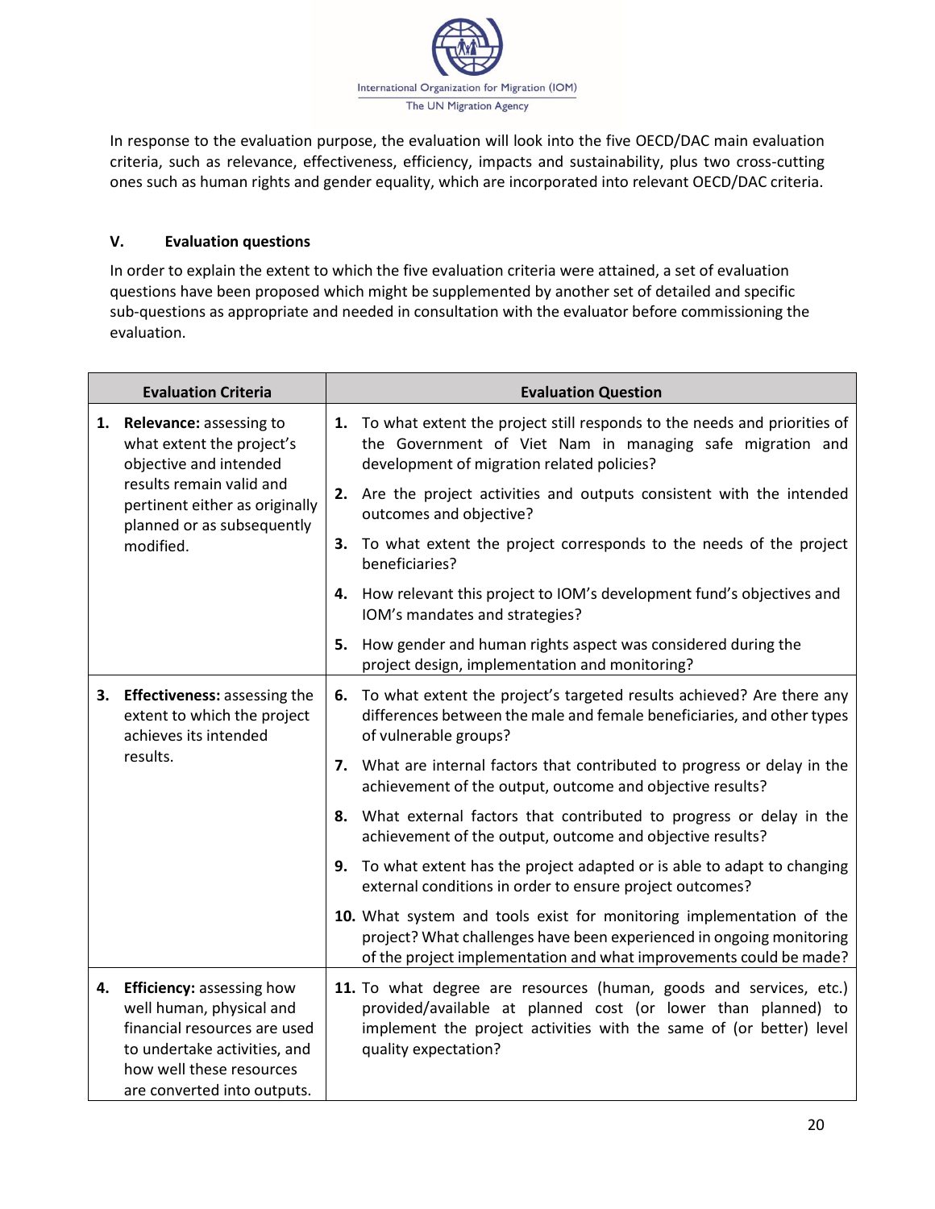In response to the evaluation purpose, the evaluation will look into the five OECD/DAC main evaluation criteria, such as relevance, effectiveness, efficiency, impacts and sustainability, plus two cross-cutting ones such as human rights and gender equality, which are incorporated into relevant OECD/DAC criteria.

## V. Evaluation questions

In order to explain the extent to which the five evaluation criteria were attained, a set of evaluation questions have been proposed which might be supplemented by another set of detailed and specific sub-questions as appropriate and needed in consultation with the evaluator before commissioning the evaluation.

| Evaluation Criteria | Evaluation Question |
|---|---|
| 1. **Relevance:** assessing to what extent the project's objective and intended results remain valid and pertinent either as originally planned or as subsequently modified. | 1. To what extent the project still responds to the needs and priorities of the Government of Viet Nam in managing safe migration and development of migration related policies? |
| | 2. Are the project activities and outputs consistent with the intended outcomes and objective? |
| | 3. To what extent the project corresponds to the needs of the project beneficiaries? |
| | 4. How relevant this project to IOM's development fund's objectives and IOM's mandates and strategies? |
| | 5. How gender and human rights aspect was considered during the project design, implementation and monitoring? |
| 3. **Effectiveness:** assessing the extent to which the project achieves its intended results. | 6. To what extent the project's targeted results achieved? Are there any differences between the male and female beneficiaries, and other types of vulnerable groups? |
| | 7. What are internal factors that contributed to progress or delay in the achievement of the output, outcome and objective results? |
| | 8. What external factors that contributed to progress or delay in the achievement of the output, outcome and objective results? |
| | 9. To what extent has the project adapted or is able to adapt to changing external conditions in order to ensure project outcomes? |
| | 10. What system and tools exist for monitoring implementation of the project? What challenges have been experienced in ongoing monitoring of the project implementation and what improvements could be made? |
| 4. **Efficiency:** assessing how well human, physical and financial resources are used to undertake activities, and how well these resources are converted into outputs. | 11. To what degree are resources (human, goods and services, etc.) provided/available at planned cost (or lower than planned) to implement the project activities with the same of (or better) level quality expectation? |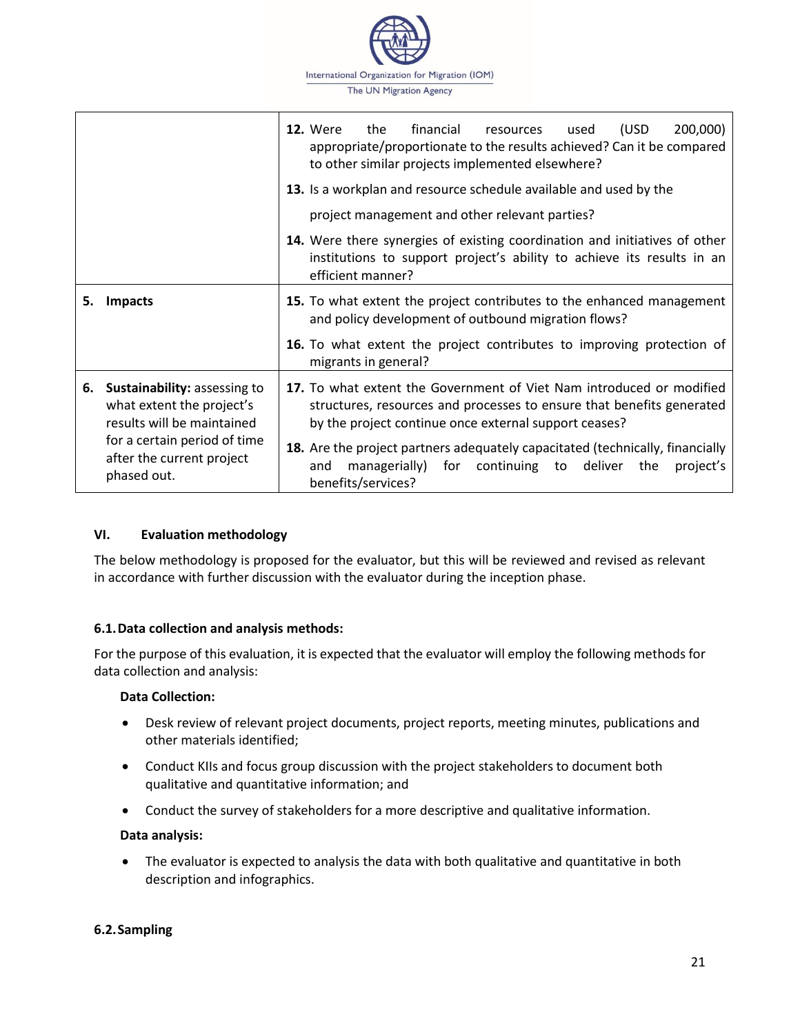| | |
|---|---|
| | **12.** Were the financial resources used (USD 200,000) appropriate/proportionate to the results achieved? Can it be compared to other similar projects implemented elsewhere?<br>**13.** Is a workplan and resource schedule available and used by the project management and other relevant parties?<br>**14.** Were there synergies of existing coordination and initiatives of other institutions to support project's ability to achieve its results in an efficient manner? |
| **5. Impacts** | **15.** To what extent the project contributes to the enhanced management and policy development of outbound migration flows?<br>**16.** To what extent the project contributes to improving protection of migrants in general? |
| **6. Sustainability:** assessing to what extent the project's results will be maintained for a certain period of time after the current project phased out. | **17.** To what extent the Government of Viet Nam introduced or modified structures, resources and processes to ensure that benefits generated by the project continue once external support ceases?<br>**18.** Are the project partners adequately capacitated (technically, financially and managerially) for continuing to deliver the project's benefits/services? |

## VI. Evaluation methodology

The below methodology is proposed for the evaluator, but this will be reviewed and revised as relevant in accordance with further discussion with the evaluator during the inception phase.

### 6.1. Data collection and analysis methods:

For the purpose of this evaluation, it is expected that the evaluator will employ the following methods for data collection and analysis:

**Data Collection:**

- Desk review of relevant project documents, project reports, meeting minutes, publications and other materials identified;
- Conduct KIIs and focus group discussion with the project stakeholders to document both qualitative and quantitative information; and
- Conduct the survey of stakeholders for a more descriptive and qualitative information.

**Data analysis:**

- The evaluator is expected to analysis the data with both qualitative and quantitative in both description and infographics.

### 6.2. Sampling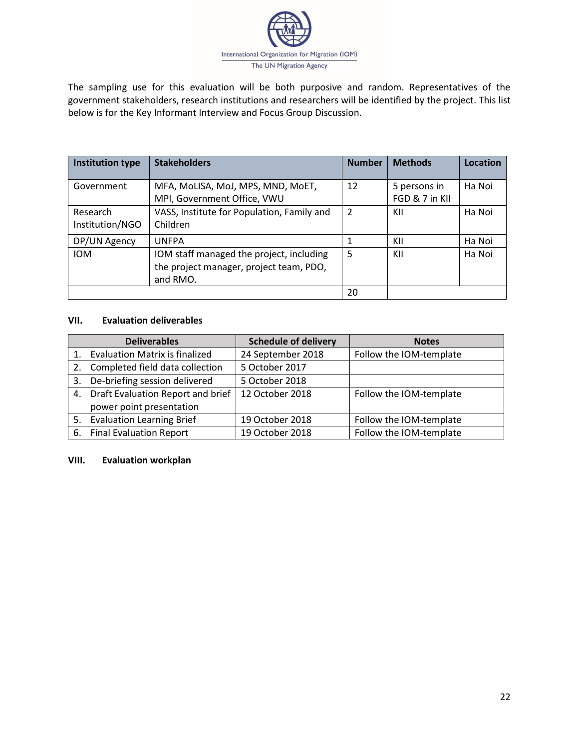The sampling use for this evaluation will be both purposive and random. Representatives of the government stakeholders, research institutions and researchers will be identified by the project. This list below is for the Key Informant Interview and Focus Group Discussion.

| Institution type | Stakeholders | Number | Methods | Location |
|---|---|---|---|---|
| Government | MFA, MoLISA, MoJ, MPS, MND, MoET, MPI, Government Office, VWU | 12 | 5 persons in FGD & 7 in KII | Ha Noi |
| Research Institution/NGO | VASS, Institute for Population, Family and Children | 2 | KII | Ha Noi |
| DP/UN Agency | UNFPA | 1 | KII | Ha Noi |
| IOM | IOM staff managed the project, including the project manager, project team, PDO, and RMO. | 5 | KII | Ha Noi |
| | | 20 | | |

## VII. Evaluation deliverables

| Deliverables | Schedule of delivery | Notes |
|---|---|---|
| 1. Evaluation Matrix is finalized | 24 September 2018 | Follow the IOM-template |
| 2. Completed field data collection | 5 October 2017 | |
| 3. De-briefing session delivered | 5 October 2018 | |
| 4. Draft Evaluation Report and brief power point presentation | 12 October 2018 | Follow the IOM-template |
| 5. Evaluation Learning Brief | 19 October 2018 | Follow the IOM-template |
| 6. Final Evaluation Report | 19 October 2018 | Follow the IOM-template |

## VIII. Evaluation workplan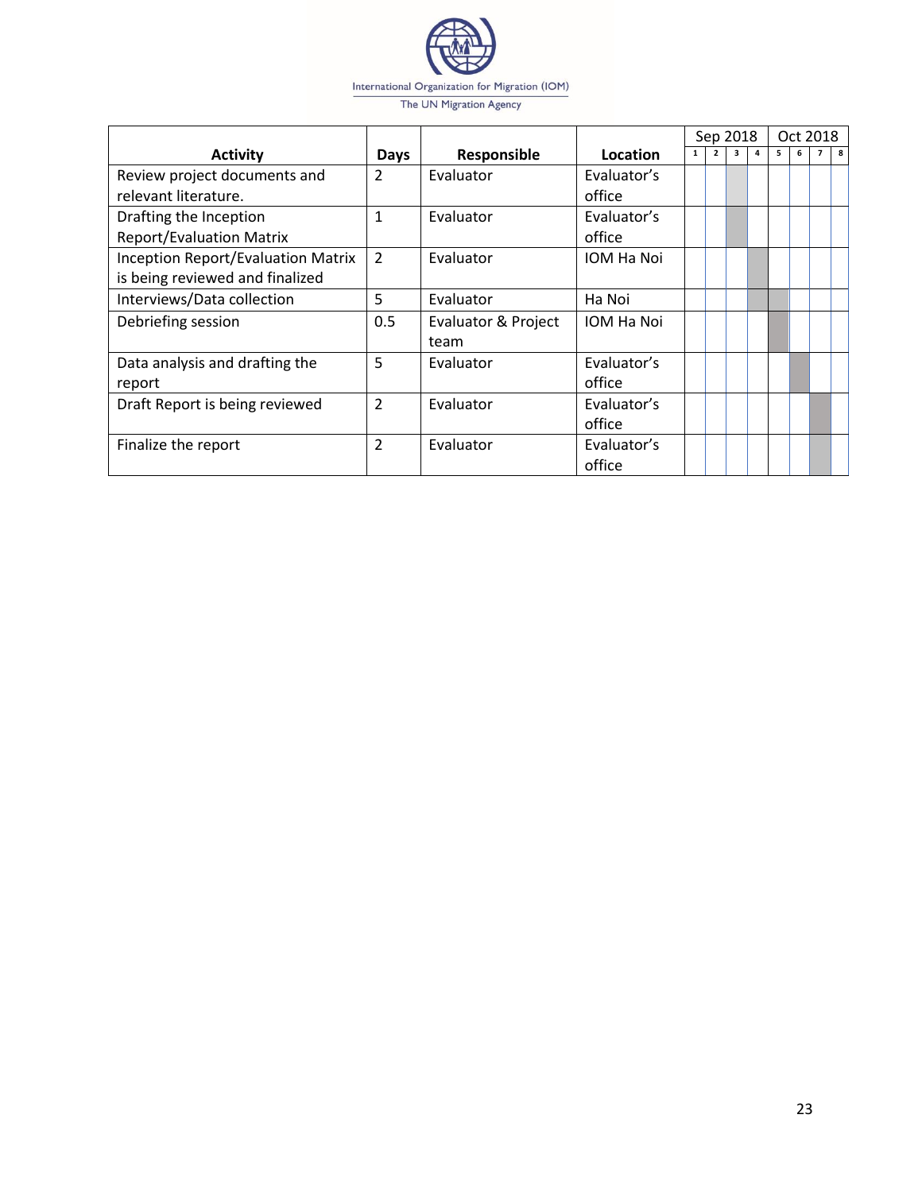| Activity | Days | Responsible | Location | Sep 2018 | | | | Oct 2018 | | | |
|---|---|---|---|---|---|---|---|---|---|---|---|
| | | | | 1 | 2 | 3 | 4 | 5 | 6 | 7 | 8 |
| Review project documents and relevant literature. | 2 | Evaluator | Evaluator’s office | | | | | | | | |
| Drafting the Inception Report/Evaluation Matrix | 1 | Evaluator | Evaluator’s office | | | | | | | | |
| Inception Report/Evaluation Matrix is being reviewed and finalized | 2 | Evaluator | IOM Ha Noi | | | | | | | | |
| Interviews/Data collection | 5 | Evaluator | Ha Noi | | | | | | | | |
| Debriefing session | 0.5 | Evaluator & Project team | IOM Ha Noi | | | | | | | | |
| Data analysis and drafting the report | 5 | Evaluator | Evaluator’s office | | | | | | | | |
| Draft Report is being reviewed | 2 | Evaluator | Evaluator’s office | | | | | | | | |
| Finalize the report | 2 | Evaluator | Evaluator’s office | | | | | | | | |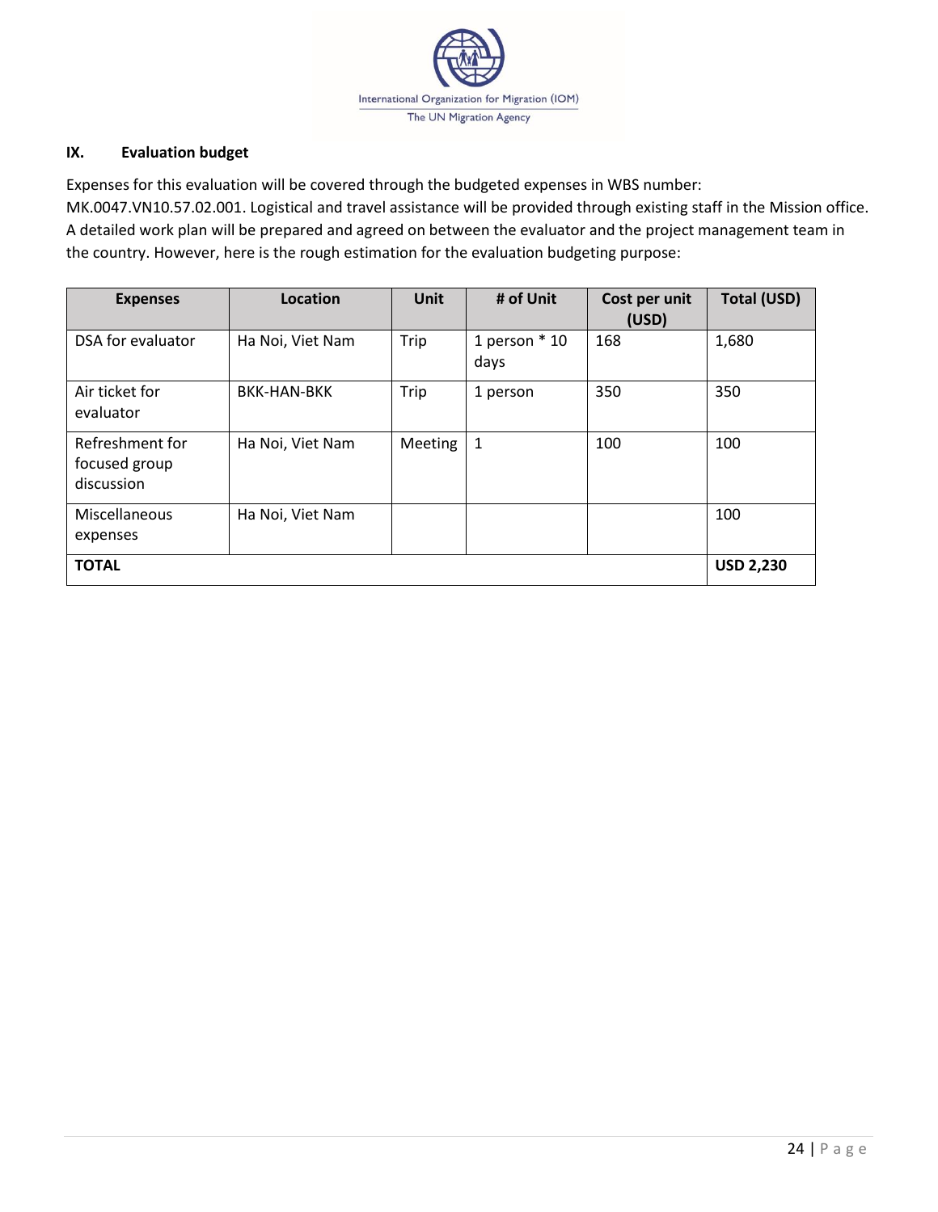## IX. Evaluation budget

Expenses for this evaluation will be covered through the budgeted expenses in WBS number: MK.0047.VN10.57.02.001. Logistical and travel assistance will be provided through existing staff in the Mission office. A detailed work plan will be prepared and agreed on between the evaluator and the project management team in the country. However, here is the rough estimation for the evaluation budgeting purpose:

| Expenses | Location | Unit | # of Unit | Cost per unit (USD) | Total (USD) |
|---|---|---|---|---|---|
| DSA for evaluator | Ha Noi, Viet Nam | Trip | 1 person * 10 days | 168 | 1,680 |
| Air ticket for evaluator | BKK-HAN-BKK | Trip | 1 person | 350 | 350 |
| Refreshment for focused group discussion | Ha Noi, Viet Nam | Meeting | 1 | 100 | 100 |
| Miscellaneous expenses | Ha Noi, Viet Nam | | | | 100 |
| **TOTAL** | | | | | **USD 2,230** |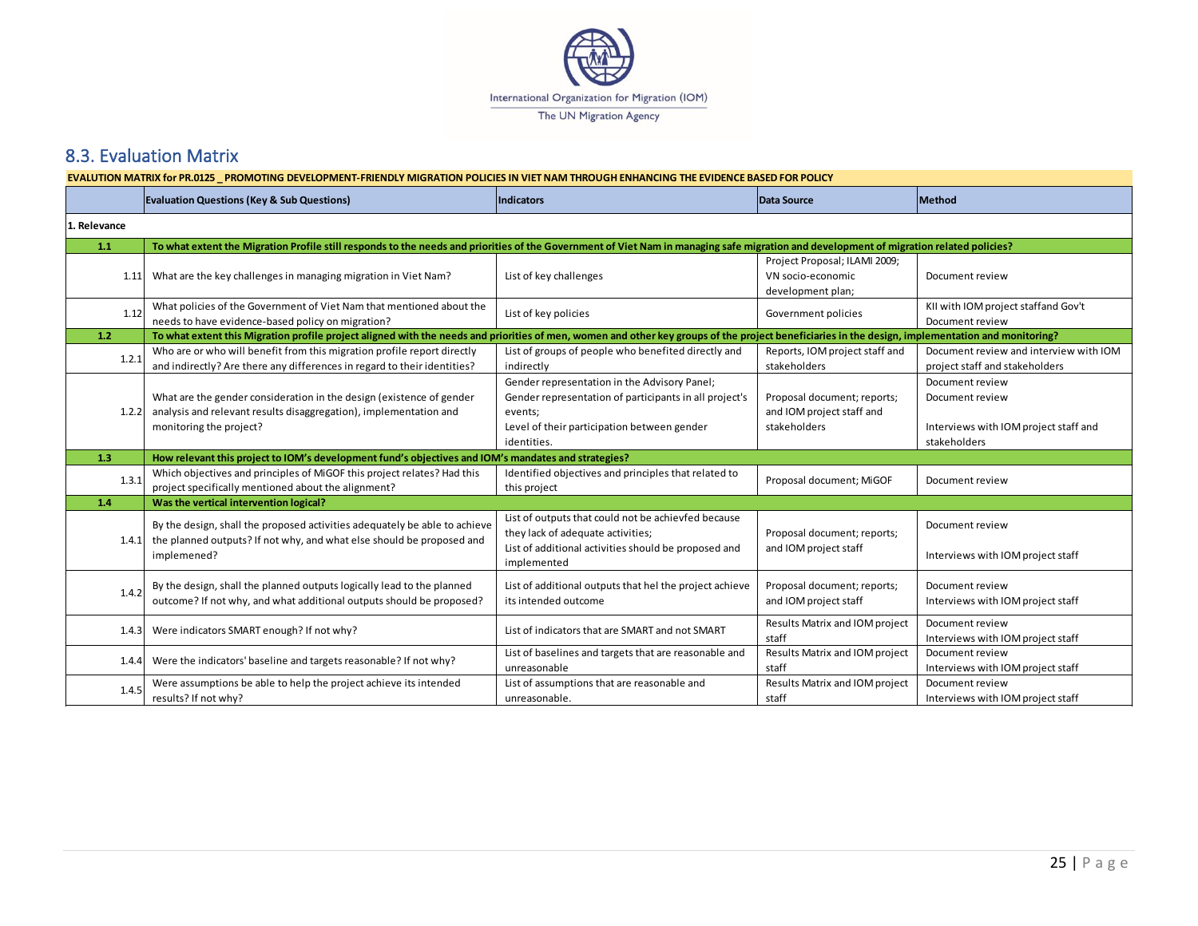## 8.3. Evaluation Matrix

| EVALUTION MATRIX for PR.0125 _ PROMOTING DEVELOPMENT-FRIENDLY MIGRATION POLICIES IN VIET NAM THROUGH ENHANCING THE EVIDENCE BASED FOR POLICY | | | | |
|---|---|---|---|---|
| | **Evaluation Questions (Key & Sub Questions)** | **Indicators** | **Data Source** | **Method** |
| **1. Relevance** | | | | |
| **1.1** | **To what extent the Migration Profile still responds to the needs and priorities of the Government of Viet Nam in managing safe migration and development of migration related policies?** | | | |
| 1.11 | What are the key challenges in managing migration in Viet Nam? | List of key challenges | Project Proposal; ILAMI 2009; VN socio-economic development plan; | Document review |
| 1.12 | What policies of the Government of Viet Nam that mentioned about the needs to have evidence-based policy on migration? | List of key policies | Government policies | KII with IOM project staffand Gov't Document review |
| **1.2** | **To what extent this Migration profile project aligned with the needs and priorities of men, women and other key groups of the project beneficiaries in the design, implementation and monitoring?** | | | |
| 1.2.1 | Who are or who will benefit from this migration profile report directly and indirectly? Are there any differences in regard to their identities? | List of groups of people who benefited directly and indirectly | Reports, IOM project staff and stakeholders | Document review and interview with IOM project staff and stakeholders |
| 1.2.2 | What are the gender consideration in the design (existence of gender analysis and relevant results disaggregation), implementation and monitoring the project? | Gender representation in the Advisory Panel; Gender representation of participants in all project's events; Level of their participation between gender identities. | Proposal document; reports; and IOM project staff and stakeholders | Document review Document review Interviews with IOM project staff and stakeholders |
| **1.3** | **How relevant this project to IOM's development fund's objectives and IOM's mandates and strategies?** | | | |
| 1.3.1 | Which objectives and principles of MiGOF this project relates? Had this project specifically mentioned about the alignment? | Identified objectives and principles that related to this project | Proposal document; MiGOF | Document review |
| **1.4** | **Was the vertical intervention logical?** | | | |
| 1.4.1 | By the design, shall the proposed activities adequately be able to achieve the planned outputs? If not why, and what else should be proposed and implenened? | List of outputs that could not be achievfed because they lack of adequate activities; List of additional activities should be proposed and implemented | Proposal document; reports; and IOM project staff | Document review Interviews with IOM project staff |
| 1.4.2 | By the design, shall the planned outputs logically lead to the planned outcome? If not why, and what additional outputs should be proposed? | List of additional outputs that hel the project achieve its intended outcome | Proposal document; reports; and IOM project staff | Document review Interviews with IOM project staff |
| 1.4.3 | Were indicators SMART enough? If not why? | List of indicators that are SMART and not SMART | Results Matrix and IOM project staff | Document review Interviews with IOM project staff |
| 1.4.4 | Were the indicators' baseline and targets reasonable? If not why? | List of baselines and targets that are reasonable and unreasonable | Results Matrix and IOM project staff | Document review Interviews with IOM project staff |
| 1.4.5 | Were assumptions be able to help the project achieve its intended results? If not why? | List of assumptions that are reasonable and unreasonable. | Results Matrix and IOM project staff | Document review Interviews with IOM project staff |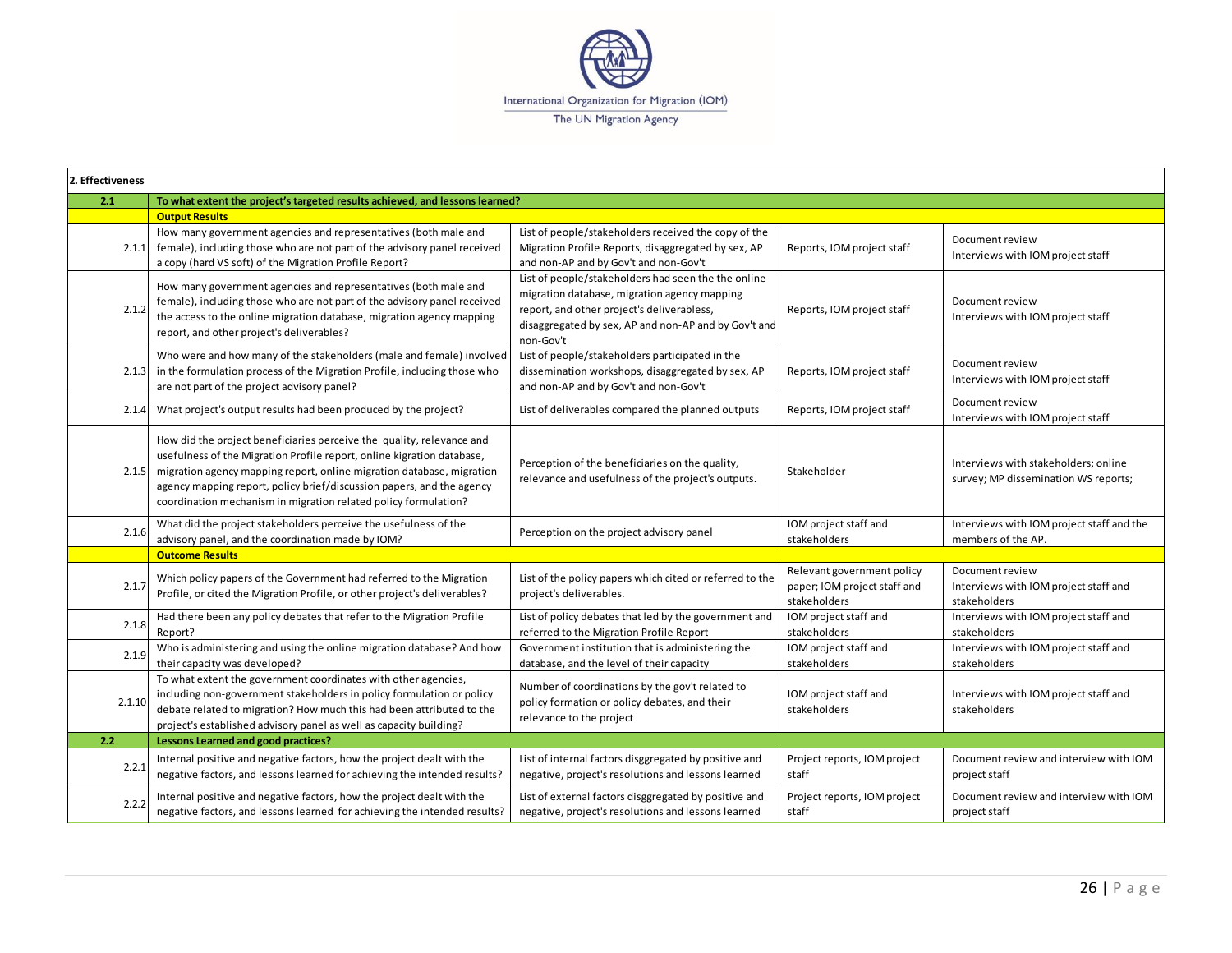| 2. Effectiveness | | | | |
|---|---|---|---|---|
| **2.1** | **To what extent the project's targeted results achieved, and lessons learned?** | | | |
| | **Output Results** | | | |
| 2.1.1 | How many government agencies and representatives (both male and female), including those who are not part of the advisory panel received a copy (hard VS soft) of the Migration Profile Report? | List of people/stakeholders received the copy of the Migration Profile Reports, disaggregated by sex, AP and non-AP and by Gov't and non-Gov't | Reports, IOM project staff | Document review<br>Interviews with IOM project staff |
| 2.1.2 | How many government agencies and representatives (both male and female), including those who are not part of the advisory panel received the access to the online migration database, migration agency mapping report, and other project's deliverables? | List of people/stakeholders had seen the the online migration database, migration agency mapping report, and other project's deliverabless, disaggregated by sex, AP and non-AP and by Gov't and non-Gov't | Reports, IOM project staff | Document review<br>Interviews with IOM project staff |
| 2.1.3 | Who were and how many of the stakeholders (male and female) involved in the formulation process of the Migration Profile, including those who are not part of the project advisory panel? | List of people/stakeholders participated in the dissemination workshops, disaggregated by sex, AP and non-AP and by Gov't and non-Gov't | Reports, IOM project staff | Document review<br>Interviews with IOM project staff |
| 2.1.4 | What project's output results had been produced by the project? | List of deliverables compared the planned outputs | Reports, IOM project staff | Document review<br>Interviews with IOM project staff |
| 2.1.5 | How did the project beneficiaries perceive the quality, relevance and usefulness of the Migration Profile report, online kigration database, migration agency mapping report, online migration database, migration agency mapping report, policy brief/discussion papers, and the agency coordination mechanism in migration related policy formulation? | Perception of the beneficiaries on the quality, relevance and usefulness of the project's outputs. | Stakeholder | Interviews with stakeholders; online survey; MP dissemination WS reports; |
| 2.1.6 | What did the project stakeholders perceive the usefulness of the advisory panel, and the coordination made by IOM? | Perception on the project advisory panel | IOM project staff and stakeholders | Interviews with IOM project staff and the members of the AP. |
| | **Outcome Results** | | | |
| 2.1.7 | Which policy papers of the Government had referred to the Migration Profile, or cited the Migration Profile, or other project's deliverables? | List of the policy papers which cited or referred to the project's deliverables. | Relevant government policy paper; IOM project staff and stakeholders | Document review<br>Interviews with IOM project staff and stakeholders |
| 2.1.8 | Had there been any policy debates that refer to the Migration Profile Report? | List of policy debates that led by the government and referred to the Migration Profile Report | IOM project staff and stakeholders | Interviews with IOM project staff and stakeholders |
| 2.1.9 | Who is administering and using the online migration database? And how their capacity was developed? | Government institution that is administering the database, and the level of their capacity | IOM project staff and stakeholders | Interviews with IOM project staff and stakeholders |
| 2.1.10 | To what extent the government coordinates with other agencies, including non-government stakeholders in policy formulation or policy debate related to migration? How much this had been attributed to the project's established advisory panel as well as capacity building? | Number of coordinations by the gov't related to policy formation or policy debates, and their relevance to the project | IOM project staff and stakeholders | Interviews with IOM project staff and stakeholders |
| **2.2** | **Lessons Learned and good practices?** | | | |
| 2.2.1 | Internal positive and negative factors, how the project dealt with the negative factors, and lessons learned for achieving the intended results? | List of internal factors disggregated by positive and negative, project's resolutions and lessons learned | Project reports, IOM project staff | Document review and interview with IOM project staff |
| 2.2.2 | Internal positive and negative factors, how the project dealt with the negative factors, and lessons learned for achieving the intended results? | List of external factors disggregated by positive and negative, project's resolutions and lessons learned | Project reports, IOM project staff | Document review and interview with IOM project staff |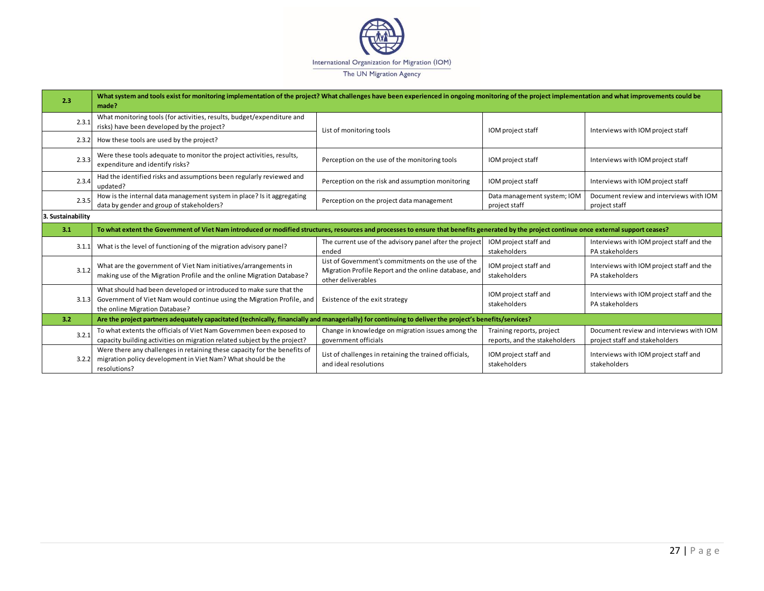| 2.3 | What system and tools exist for monitoring implementation of the project? What challenges have been experienced in ongoing monitoring of the project implementation and what improvements could be made? | | | |
|---|---|---|---|---|
| 2.3.1 | What monitoring tools (for activities, results, budget/expenditure and risks) have been developed by the project? | List of monitoring tools | IOM project staff | Interviews with IOM project staff |
| 2.3.2 | How these tools are used by the project? | | | |
| 2.3.3 | Were these tools adequate to monitor the project activities, results, expenditure and identify risks? | Perception on the use of the monitoring tools | IOM project staff | Interviews with IOM project staff |
| 2.3.4 | Had the identified risks and assumptions been regularly reviewed and updated? | Perception on the risk and assumption monitoring | IOM project staff | Interviews with IOM project staff |
| 2.3.5 | How is the internal data management system in place? Is it aggregating data by gender and group of stakeholders? | Perception on the project data management | Data management system; IOM project staff | Document review and interviews with IOM project staff |
| **3. Sustainability** | | | | |
| **3.1** | **To what extent the Government of Viet Nam introduced or modified structures, resources and processes to ensure that benefits generated by the project continue once external support ceases?** | | | |
| 3.1.1 | What is the level of functioning of the migration advisory panel? | The current use of the advisory panel after the project ended | IOM project staff and stakeholders | Interviews with IOM project staff and the PA stakeholders |
| 3.1.2 | What are the government of Viet Nam initiatives/arrangements in making use of the Migration Profile and the online Migration Database? | List of Government's commitments on the use of the Migration Profile Report and the online database, and other deliverables | IOM project staff and stakeholders | Interviews with IOM project staff and the PA stakeholders |
| 3.1.3 | What should had been developed or introduced to make sure that the Government of Viet Nam would continue using the Migration Profile, and the online Migration Database? | Existence of the exit strategy | IOM project staff and stakeholders | Interviews with IOM project staff and the PA stakeholders |
| **3.2** | **Are the project partners adequately capacitated (technically, financially and managerially) for continuing to deliver the project's benefits/services?** | | | |
| 3.2.1 | To what extents the officials of Viet Nam Governmen been exposed to capacity building activities on migration related subject by the project? | Change in knowledge on migration issues among the government officials | Training reports, project reports, and the stakeholders | Document review and interviews with IOM project staff and stakeholders |
| 3.2.2 | Were there any challenges in retaining these capacity for the benefits of migration policy development in Viet Nam? What should be the resolutions? | List of challenges in retaining the trained officials, and ideal resolutions | IOM project staff and stakeholders | Interviews with IOM project staff and stakeholders |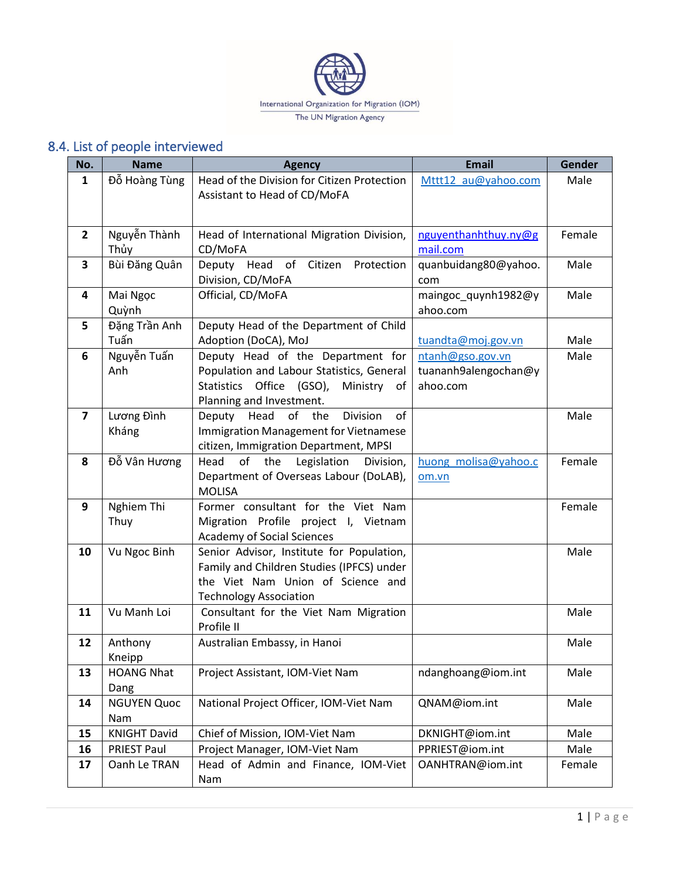International Organization for Migration (IOM)
The UN Migration Agency

## 8.4. List of people interviewed

| No. | Name | Agency | Email | Gender |
|---|---|---|---|---|
| 1 | Đỗ Hoàng Tùng | Head of the Division for Citizen Protection Assistant to Head of CD/MoFA | Mttt12_au@yahoo.com | Male |
| 2 | Nguyễn Thành Thủy | Head of International Migration Division, CD/MoFA | nguyenthanhthuy.ny@gmail.com | Female |
| 3 | Bùi Đăng Quân | Deputy Head of Citizen Protection Division, CD/MoFA | quanbuidang80@yahoo.com | Male |
| 4 | Mai Ngọc Quỳnh | Official, CD/MoFA | maingoc_quynh1982@yahoo.com | Male |
| 5 | Đặng Trần Anh Tuấn | Deputy Head of the Department of Child Adoption (DoCA), MoJ | tuandta@moj.gov.vn | Male |
| 6 | Nguyễn Tuấn Anh | Deputy Head of the Department for Population and Labour Statistics, General Statistics Office (GSO), Ministry of Planning and Investment. | ntanh@gso.gov.vn tuananh9alengochan@yahoo.com | Male |
| 7 | Lương Đình Kháng | Deputy Head of the Division of Immigration Management for Vietnamese citizen, Immigration Department, MPSI | | Male |
| 8 | Đỗ Vân Hương | Head of the Legislation Division, Department of Overseas Labour (DoLAB), MOLISA | huong_molisa@yahoo.com.vn | Female |
| 9 | Nghiem Thi Thuy | Former consultant for the Viet Nam Migration Profile project I, Vietnam Academy of Social Sciences | | Female |
| 10 | Vu Ngoc Binh | Senior Advisor, Institute for Population, Family and Children Studies (IPFCS) under the Viet Nam Union of Science and Technology Association | | Male |
| 11 | Vu Manh Loi | Consultant for the Viet Nam Migration Profile II | | Male |
| 12 | Anthony Kneipp | Australian Embassy, in Hanoi | | Male |
| 13 | HOANG Nhat Dang | Project Assistant, IOM-Viet Nam | ndanghoang@iom.int | Male |
| 14 | NGUYEN Quoc Nam | National Project Officer, IOM-Viet Nam | QNAM@iom.int | Male |
| 15 | KNIGHT David | Chief of Mission, IOM-Viet Nam | DKNIGHT@iom.int | Male |
| 16 | PRIEST Paul | Project Manager, IOM-Viet Nam | PPRIEST@iom.int | Male |
| 17 | Oanh Le TRAN | Head of Admin and Finance, IOM-Viet Nam | OANHTRAN@iom.int | Female |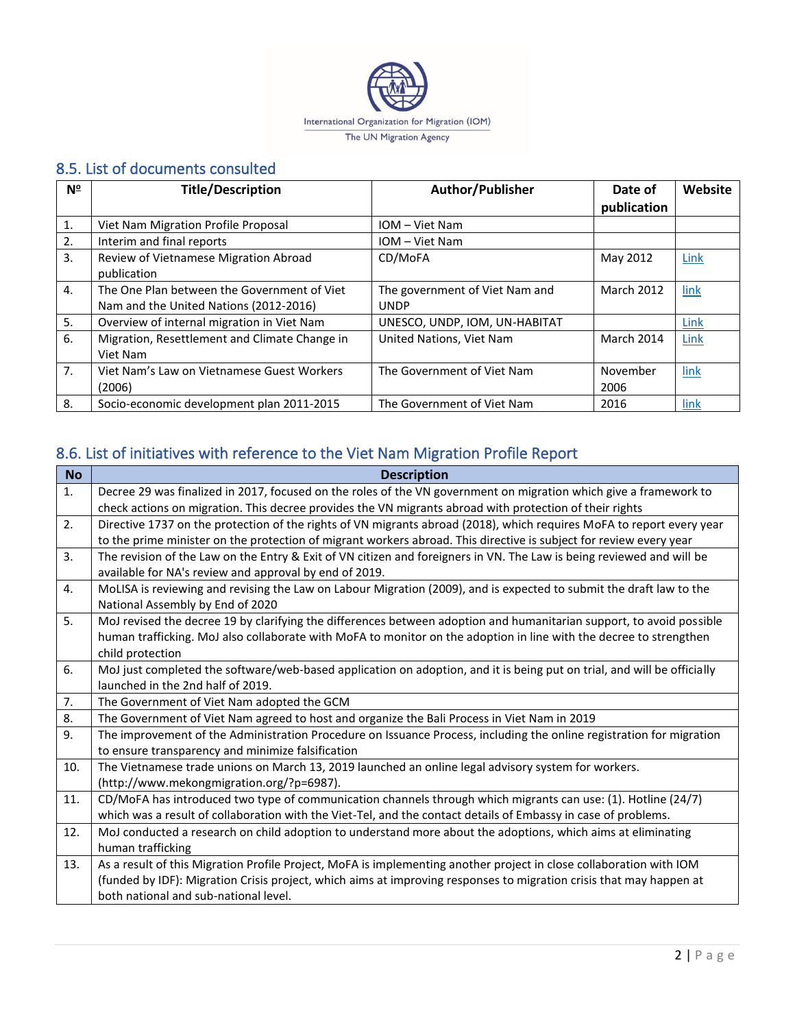## 8.5. List of documents consulted

| Nº | Title/Description | Author/Publisher | Date of publication | Website |
|---|---|---|---|---|
| 1. | Viet Nam Migration Profile Proposal | IOM – Viet Nam | | |
| 2. | Interim and final reports | IOM – Viet Nam | | |
| 3. | Review of Vietnamese Migration Abroad publication | CD/MoFA | May 2012 | Link |
| 4. | The One Plan between the Government of Viet Nam and the United Nations (2012-2016) | The government of Viet Nam and UNDP | March 2012 | link |
| 5. | Overview of internal migration in Viet Nam | UNESCO, UNDP, IOM, UN-HABITAT | | Link |
| 6. | Migration, Resettlement and Climate Change in Viet Nam | United Nations, Viet Nam | March 2014 | Link |
| 7. | Viet Nam's Law on Vietnamese Guest Workers (2006) | The Government of Viet Nam | November 2006 | link |
| 8. | Socio-economic development plan 2011-2015 | The Government of Viet Nam | 2016 | link |

## 8.6. List of initiatives with reference to the Viet Nam Migration Profile Report

| No | Description |
|---|---|
| 1. | Decree 29 was finalized in 2017, focused on the roles of the VN government on migration which give a framework to check actions on migration. This decree provides the VN migrants abroad with protection of their rights |
| 2. | Directive 1737 on the protection of the rights of VN migrants abroad (2018), which requires MoFA to report every year to the prime minister on the protection of migrant workers abroad. This directive is subject for review every year |
| 3. | The revision of the Law on the Entry & Exit of VN citizen and foreigners in VN. The Law is being reviewed and will be available for NA's review and approval by end of 2019. |
| 4. | MoLISA is reviewing and revising the Law on Labour Migration (2009), and is expected to submit the draft law to the National Assembly by End of 2020 |
| 5. | MoJ revised the decree 19 by clarifying the differences between adoption and humanitarian support, to avoid possible human trafficking. MoJ also collaborate with MoFA to monitor on the adoption in line with the decree to strengthen child protection |
| 6. | MoJ just completed the software/web-based application on adoption, and it is being put on trial, and will be officially launched in the 2nd half of 2019. |
| 7. | The Government of Viet Nam adopted the GCM |
| 8. | The Government of Viet Nam agreed to host and organize the Bali Process in Viet Nam in 2019 |
| 9. | The improvement of the Administration Procedure on Issuance Process, including the online registration for migration to ensure transparency and minimize falsification |
| 10. | The Vietnamese trade unions on March 13, 2019 launched an online legal advisory system for workers. (http://www.mekongmigration.org/?p=6987). |
| 11. | CD/MoFA has introduced two type of communication channels through which migrants can use: (1). Hotline (24/7) which was a result of collaboration with the Viet-Tel, and the contact details of Embassy in case of problems. |
| 12. | MoJ conducted a research on child adoption to understand more about the adoptions, which aims at eliminating human trafficking |
| 13. | As a result of this Migration Profile Project, MoFA is implementing another project in close collaboration with IOM (funded by IDF): Migration Crisis project, which aims at improving responses to migration crisis that may happen at both national and sub-national level. |